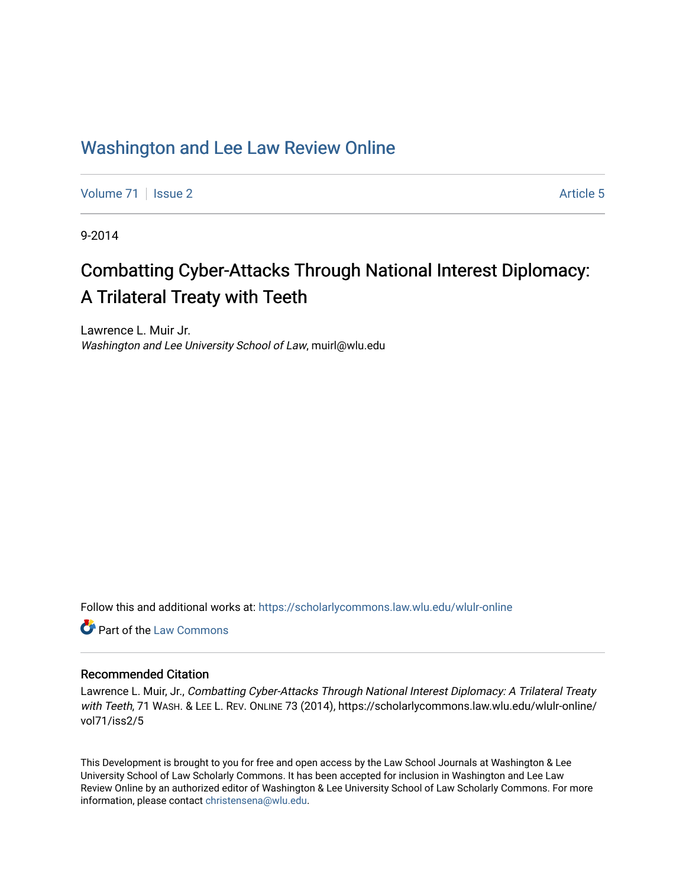# Washington and Lee Law Review Online

Volume 71 | Issue 2 Article 5

9-2014

## Combatting Cyber-Attacks Through National Interest Diplomacy: A Trilateral Treaty with Teeth

Lawrence L. Muir Jr.
*Washington and Lee University School of Law*, muirl@wlu.edu

Follow this and additional works at: https://scholarlycommons.law.wlu.edu/wlulr-online

Part of the Law Commons

### Recommended Citation

Lawrence L. Muir, Jr., *Combatting Cyber-Attacks Through National Interest Diplomacy: A Trilateral Treaty with Teeth*, 71 WASH. & LEE L. REV. ONLINE 73 (2014), https://scholarlycommons.law.wlu.edu/wlulr-online/vol71/iss2/5

This Development is brought to you for free and open access by the Law School Journals at Washington & Lee University School of Law Scholarly Commons. It has been accepted for inclusion in Washington and Lee Law Review Online by an authorized editor of Washington & Lee University School of Law Scholarly Commons. For more information, please contact christensena@wlu.edu.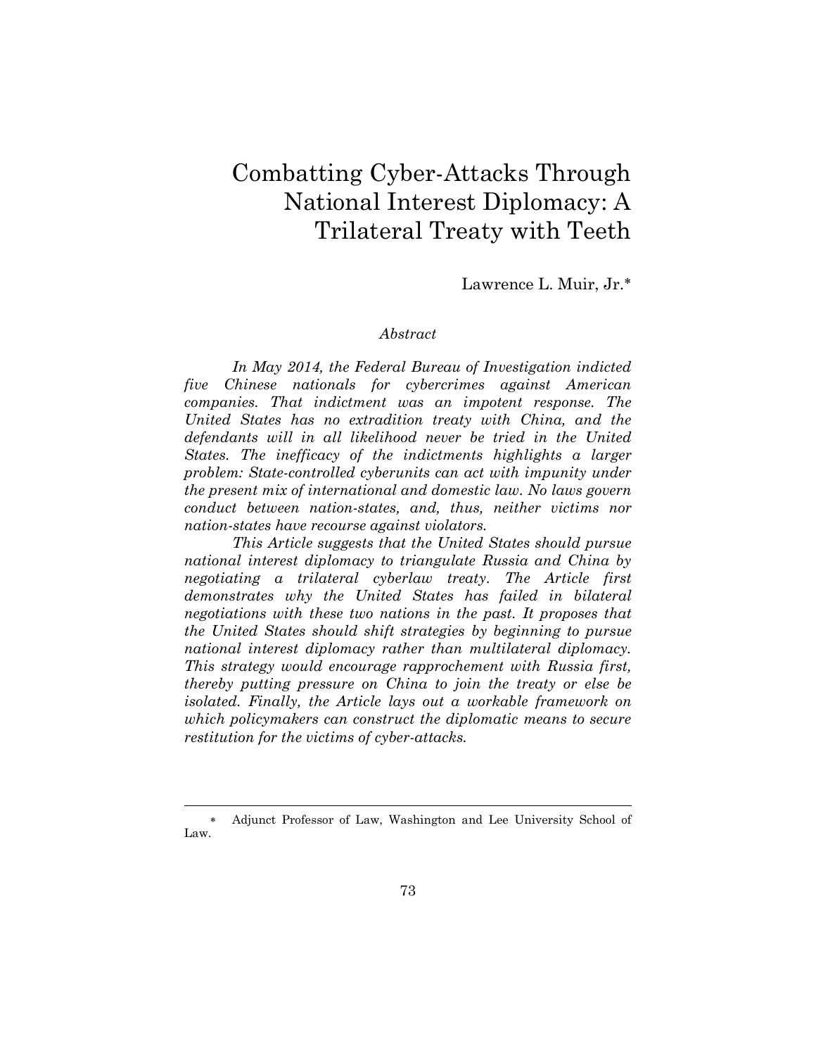# Combatting Cyber-Attacks Through National Interest Diplomacy: A Trilateral Treaty with Teeth

Lawrence L. Muir, Jr.*

*Abstract*

*In May 2014, the Federal Bureau of Investigation indicted five Chinese nationals for cybercrimes against American companies. That indictment was an impotent response. The United States has no extradition treaty with China, and the defendants will in all likelihood never be tried in the United States. The inefficacy of the indictments highlights a larger problem: State-controlled cyberunits can act with impunity under the present mix of international and domestic law. No laws govern conduct between nation-states, and, thus, neither victims nor nation-states have recourse against violators.*

*This Article suggests that the United States should pursue national interest diplomacy to triangulate Russia and China by negotiating a trilateral cyberlaw treaty. The Article first demonstrates why the United States has failed in bilateral negotiations with these two nations in the past. It proposes that the United States should shift strategies by beginning to pursue national interest diplomacy rather than multilateral diplomacy. This strategy would encourage rapprochement with Russia first, thereby putting pressure on China to join the treaty or else be isolated. Finally, the Article lays out a workable framework on which policymakers can construct the diplomatic means to secure restitution for the victims of cyber-attacks.*

---

\* Adjunct Professor of Law, Washington and Lee University School of Law.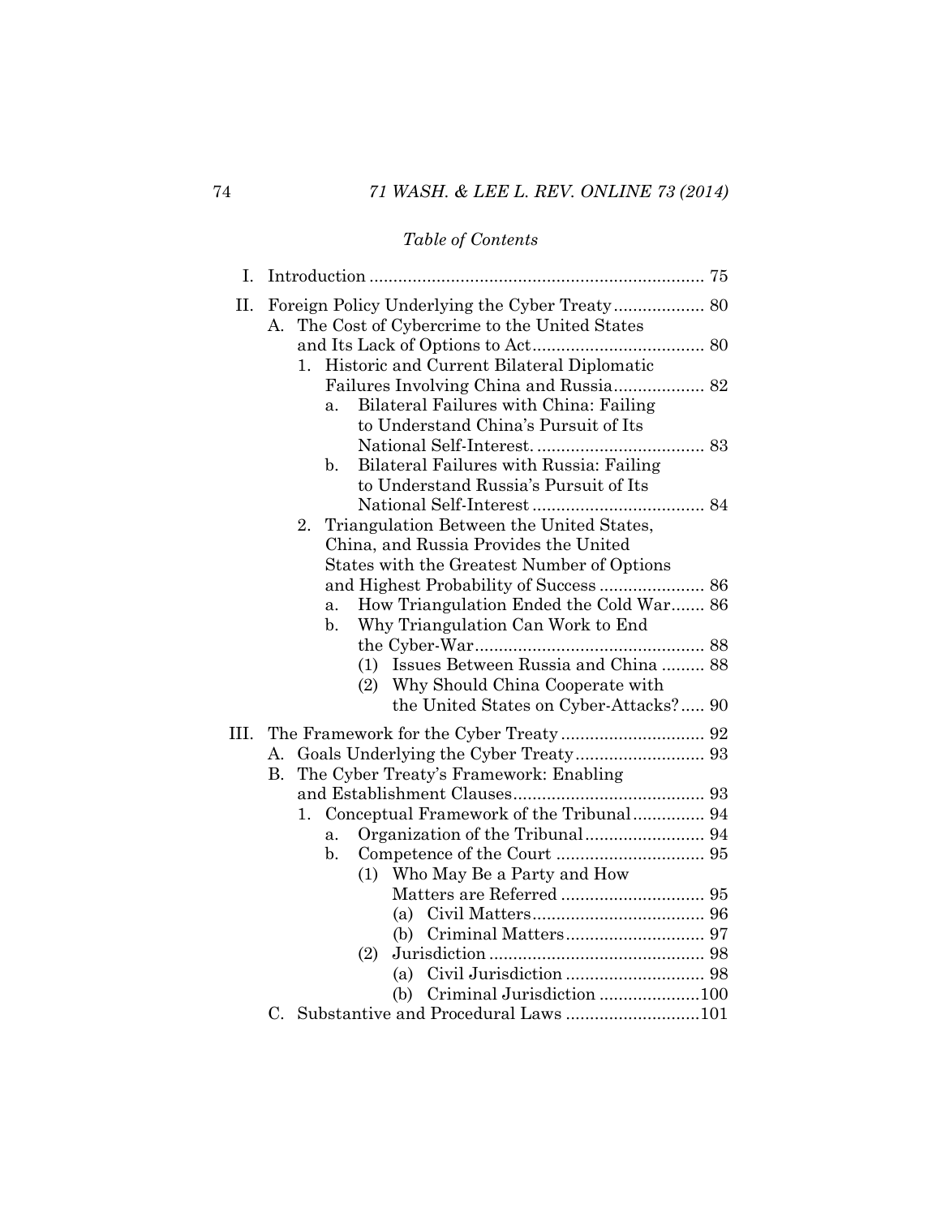*Table of Contents*

- I. Introduction ..................................................................... 75
- II. Foreign Policy Underlying the Cyber Treaty ................... 80
  - A. The Cost of Cybercrime to the United States and Its Lack of Options to Act .................................... 80
    - 1. Historic and Current Bilateral Diplomatic Failures Involving China and Russia ................... 82
      - a. Bilateral Failures with China: Failing to Understand China's Pursuit of Its National Self-Interest. .................................. 83
      - b. Bilateral Failures with Russia: Failing to Understand Russia's Pursuit of Its National Self-Interest .................................. 84
    - 2. Triangulation Between the United States, China, and Russia Provides the United States with the Greatest Number of Options and Highest Probability of Success ...................... 86
      - a. How Triangulation Ended the Cold War....... 86
      - b. Why Triangulation Can Work to End the Cyber-War ............................................... 88
        - (1) Issues Between Russia and China ......... 88
        - (2) Why Should China Cooperate with the United States on Cyber-Attacks? ..... 90
- III. The Framework for the Cyber Treaty ............................. 92
  - A. Goals Underlying the Cyber Treaty ........................... 93
  - B. The Cyber Treaty's Framework: Enabling and Establishment Clauses ........................................ 93
    - 1. Conceptual Framework of the Tribunal .............. 94
      - a. Organization of the Tribunal ......................... 94
      - b. Competence of the Court ............................... 95
        - (1) Who May Be a Party and How Matters are Referred ............................. 95
          - (a) Civil Matters .................................... 96
          - (b) Criminal Matters ............................. 97
        - (2) Jurisdiction ............................................. 98
          - (a) Civil Jurisdiction ............................. 98
          - (b) Criminal Jurisdiction .....................100
  - C. Substantive and Procedural Laws ............................101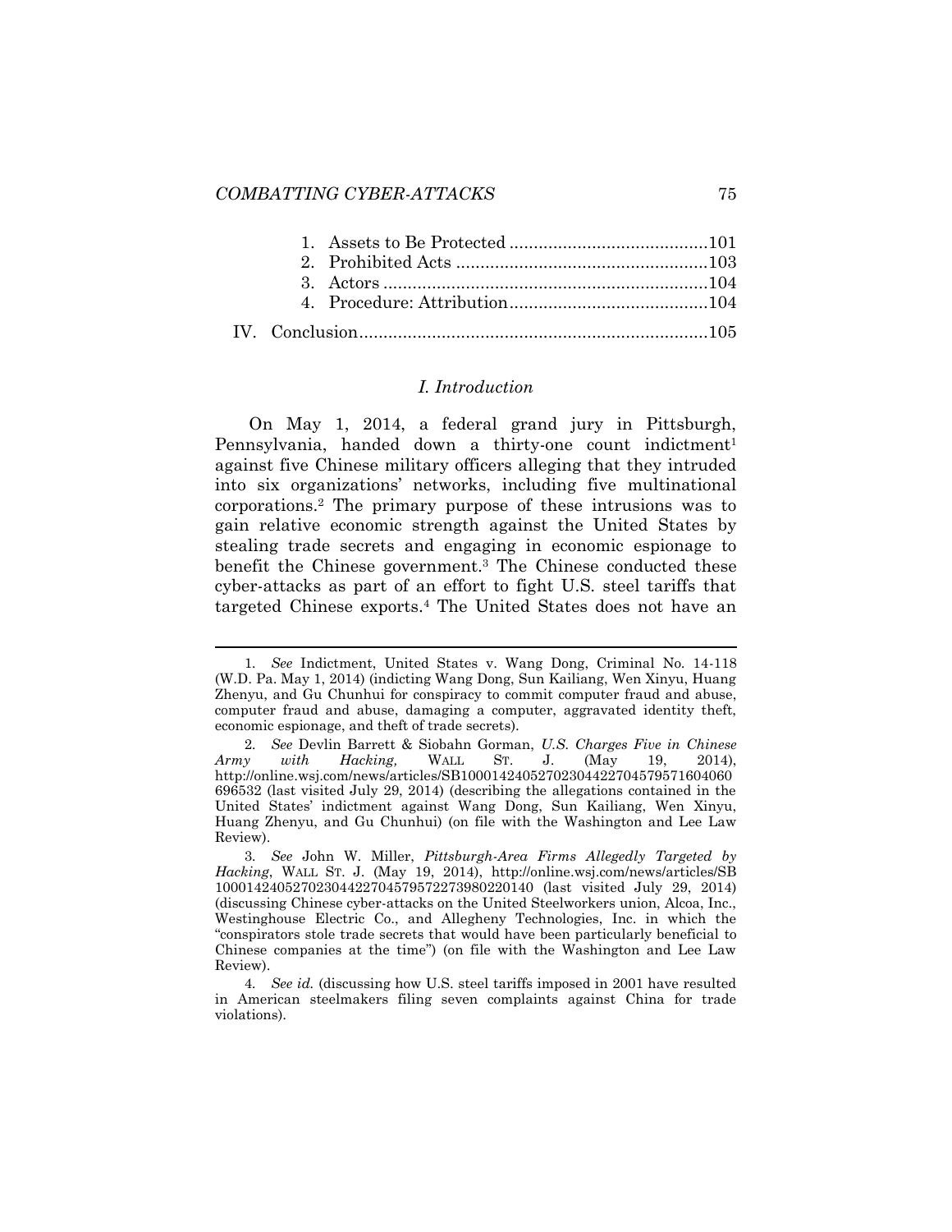1. Assets to Be Protected .........................................101
2. Prohibited Acts ....................................................103
3. Actors ...................................................................104
4. Procedure: Attribution.........................................104

IV. Conclusion........................................................................105

## *I. Introduction*

On May 1, 2014, a federal grand jury in Pittsburgh, Pennsylvania, handed down a thirty-one count indictment[1] against five Chinese military officers alleging that they intruded into six organizations' networks, including five multinational corporations.[2] The primary purpose of these intrusions was to gain relative economic strength against the United States by stealing trade secrets and engaging in economic espionage to benefit the Chinese government.[3] The Chinese conducted these cyber-attacks as part of an effort to fight U.S. steel tariffs that targeted Chinese exports.[4] The United States does not have an

---

1. *See* Indictment, United States v. Wang Dong, Criminal No. 14-118 (W.D. Pa. May 1, 2014) (indicting Wang Dong, Sun Kailiang, Wen Xinyu, Huang Zhenyu, and Gu Chunhui for conspiracy to commit computer fraud and abuse, computer fraud and abuse, damaging a computer, aggravated identity theft, economic espionage, and theft of trade secrets).

2. *See* Devlin Barrett & Siobahn Gorman, *U.S. Charges Five in Chinese Army with Hacking,* WALL ST. J. (May 19, 2014), http://online.wsj.com/news/articles/SB10001424052702304422704579571604060696532 (last visited July 29, 2014) (describing the allegations contained in the United States' indictment against Wang Dong, Sun Kailiang, Wen Xinyu, Huang Zhenyu, and Gu Chunhui) (on file with the Washington and Lee Law Review).

3. *See* John W. Miller, *Pittsburgh-Area Firms Allegedly Targeted by Hacking*, WALL ST. J. (May 19, 2014), http://online.wsj.com/news/articles/SB10001424052702304422704579572273980220140 (last visited July 29, 2014) (discussing Chinese cyber-attacks on the United Steelworkers union, Alcoa, Inc., Westinghouse Electric Co., and Allegheny Technologies, Inc. in which the "conspirators stole trade secrets that would have been particularly beneficial to Chinese companies at the time") (on file with the Washington and Lee Law Review).

4. *See id.* (discussing how U.S. steel tariffs imposed in 2001 have resulted in American steelmakers filing seven complaints against China for trade violations).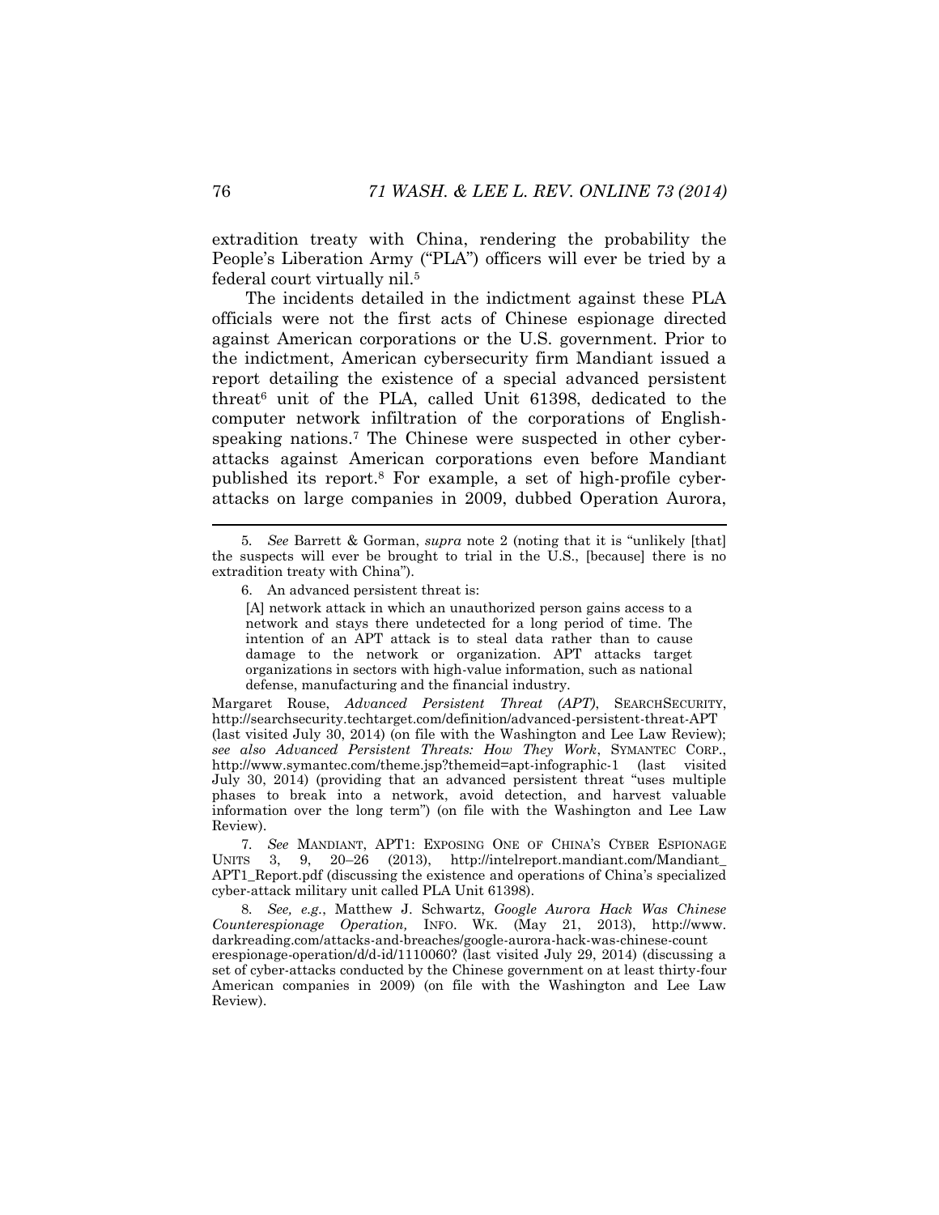extradition treaty with China, rendering the probability the People's Liberation Army ("PLA") officers will ever be tried by a federal court virtually nil.[5]

The incidents detailed in the indictment against these PLA officials were not the first acts of Chinese espionage directed against American corporations or the U.S. government. Prior to the indictment, American cybersecurity firm Mandiant issued a report detailing the existence of a special advanced persistent threat[6] unit of the PLA, called Unit 61398, dedicated to the computer network infiltration of the corporations of English-speaking nations.[7] The Chinese were suspected in other cyber-attacks against American corporations even before Mandiant published its report.[8] For example, a set of high-profile cyber-attacks on large companies in 2009, dubbed Operation Aurora,

---

5. *See* Barrett & Gorman, *supra* note 2 (noting that it is "unlikely [that] the suspects will ever be brought to trial in the U.S., [because] there is no extradition treaty with China").

6. An advanced persistent threat is:

> [A] network attack in which an unauthorized person gains access to a network and stays there undetected for a long period of time. The intention of an APT attack is to steal data rather than to cause damage to the network or organization. APT attacks target organizations in sectors with high-value information, such as national defense, manufacturing and the financial industry.

Margaret Rouse, *Advanced Persistent Threat (APT)*, SEARCHSECURITY, http://searchsecurity.techtarget.com/definition/advanced-persistent-threat-APT (last visited July 30, 2014) (on file with the Washington and Lee Law Review); *see also Advanced Persistent Threats: How They Work*, SYMANTEC CORP., http://www.symantec.com/theme.jsp?themeid=apt-infographic-1 (last visited July 30, 2014) (providing that an advanced persistent threat "uses multiple phases to break into a network, avoid detection, and harvest valuable information over the long term") (on file with the Washington and Lee Law Review).

7. *See* MANDIANT, APT1: EXPOSING ONE OF CHINA'S CYBER ESPIONAGE UNITS 3, 9, 20–26 (2013), http://intelreport.mandiant.com/Mandiant_APT1_Report.pdf (discussing the existence and operations of China's specialized cyber-attack military unit called PLA Unit 61398).

8. *See, e.g.*, Matthew J. Schwartz, *Google Aurora Hack Was Chinese Counterespionage Operation,* INFO. WK. (May 21, 2013), http://www.darkreading.com/attacks-and-breaches/google-aurora-hack-was-chinese-counterespionage-operation/d/d-id/1110060? (last visited July 29, 2014) (discussing a set of cyber-attacks conducted by the Chinese government on at least thirty-four American companies in 2009) (on file with the Washington and Lee Law Review).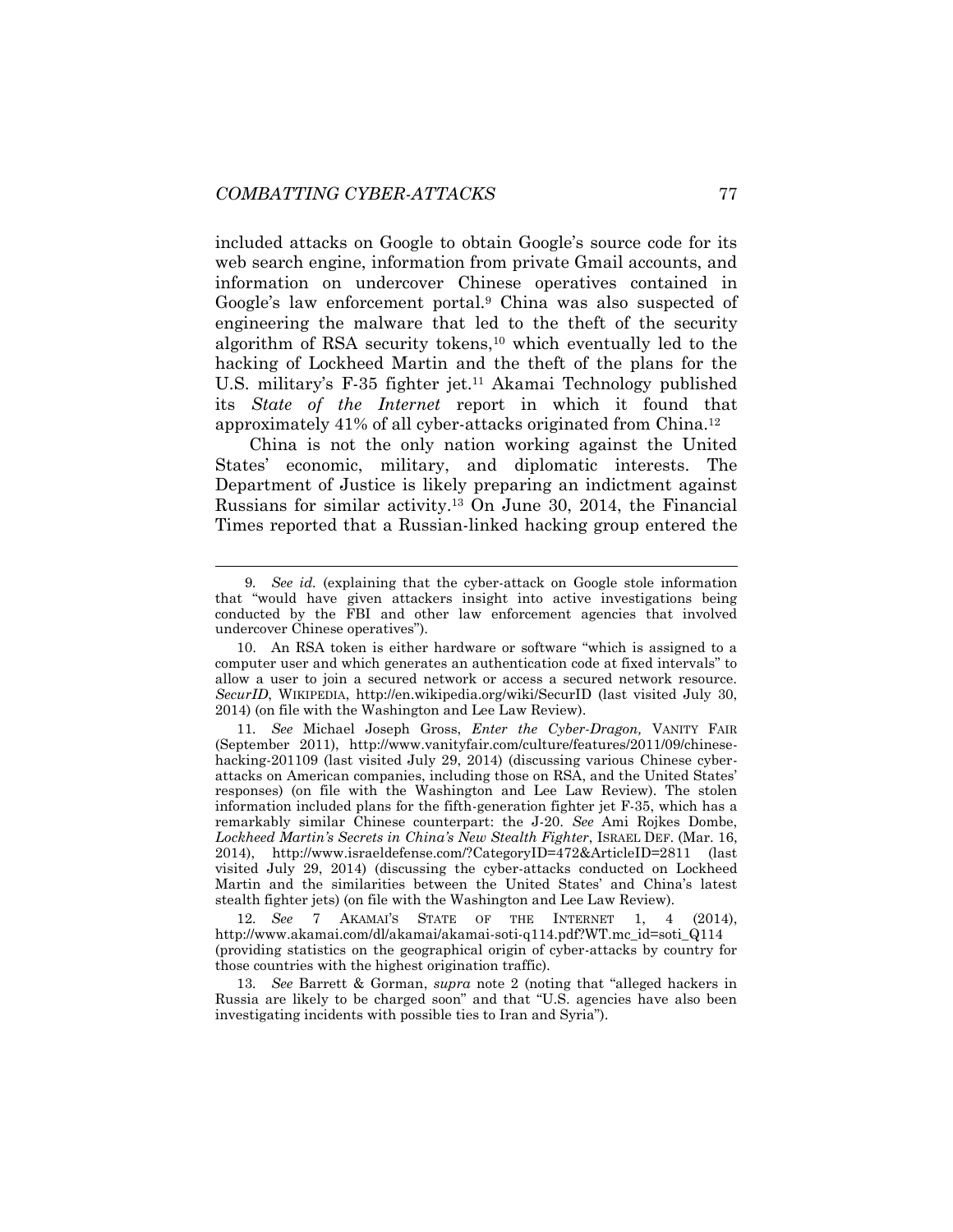included attacks on Google to obtain Google's source code for its web search engine, information from private Gmail accounts, and information on undercover Chinese operatives contained in Google's law enforcement portal.[9] China was also suspected of engineering the malware that led to the theft of the security algorithm of RSA security tokens,[10] which eventually led to the hacking of Lockheed Martin and the theft of the plans for the U.S. military's F-35 fighter jet.[11] Akamai Technology published its *State of the Internet* report in which it found that approximately 41% of all cyber-attacks originated from China.[12]

China is not the only nation working against the United States' economic, military, and diplomatic interests. The Department of Justice is likely preparing an indictment against Russians for similar activity.[13] On June 30, 2014, the Financial Times reported that a Russian-linked hacking group entered the

---

9. *See id.* (explaining that the cyber-attack on Google stole information that "would have given attackers insight into active investigations being conducted by the FBI and other law enforcement agencies that involved undercover Chinese operatives").

10. An RSA token is either hardware or software "which is assigned to a computer user and which generates an authentication code at fixed intervals" to allow a user to join a secured network or access a secured network resource. *SecurID*, WIKIPEDIA, http://en.wikipedia.org/wiki/SecurID (last visited July 30, 2014) (on file with the Washington and Lee Law Review).

11. *See* Michael Joseph Gross, *Enter the Cyber-Dragon,* VANITY FAIR (September 2011), http://www.vanityfair.com/culture/features/2011/09/chinese-hacking-201109 (last visited July 29, 2014) (discussing various Chinese cyber-attacks on American companies, including those on RSA, and the United States' responses) (on file with the Washington and Lee Law Review). The stolen information included plans for the fifth-generation fighter jet F-35, which has a remarkably similar Chinese counterpart: the J-20. *See* Ami Rojkes Dombe, *Lockheed Martin's Secrets in China's New Stealth Fighter*, ISRAEL DEF. (Mar. 16, 2014), http://www.israeldefense.com/?CategoryID=472&ArticleID=2811 (last visited July 29, 2014) (discussing the cyber-attacks conducted on Lockheed Martin and the similarities between the United States' and China's latest stealth fighter jets) (on file with the Washington and Lee Law Review).

12. *See* 7 AKAMAI'S STATE OF THE INTERNET 1, 4 (2014), http://www.akamai.com/dl/akamai/akamai-soti-q114.pdf?WT.mc_id=soti_Q114 (providing statistics on the geographical origin of cyber-attacks by country for those countries with the highest origination traffic).

13. *See* Barrett & Gorman, *supra* note 2 (noting that "alleged hackers in Russia are likely to be charged soon" and that "U.S. agencies have also been investigating incidents with possible ties to Iran and Syria").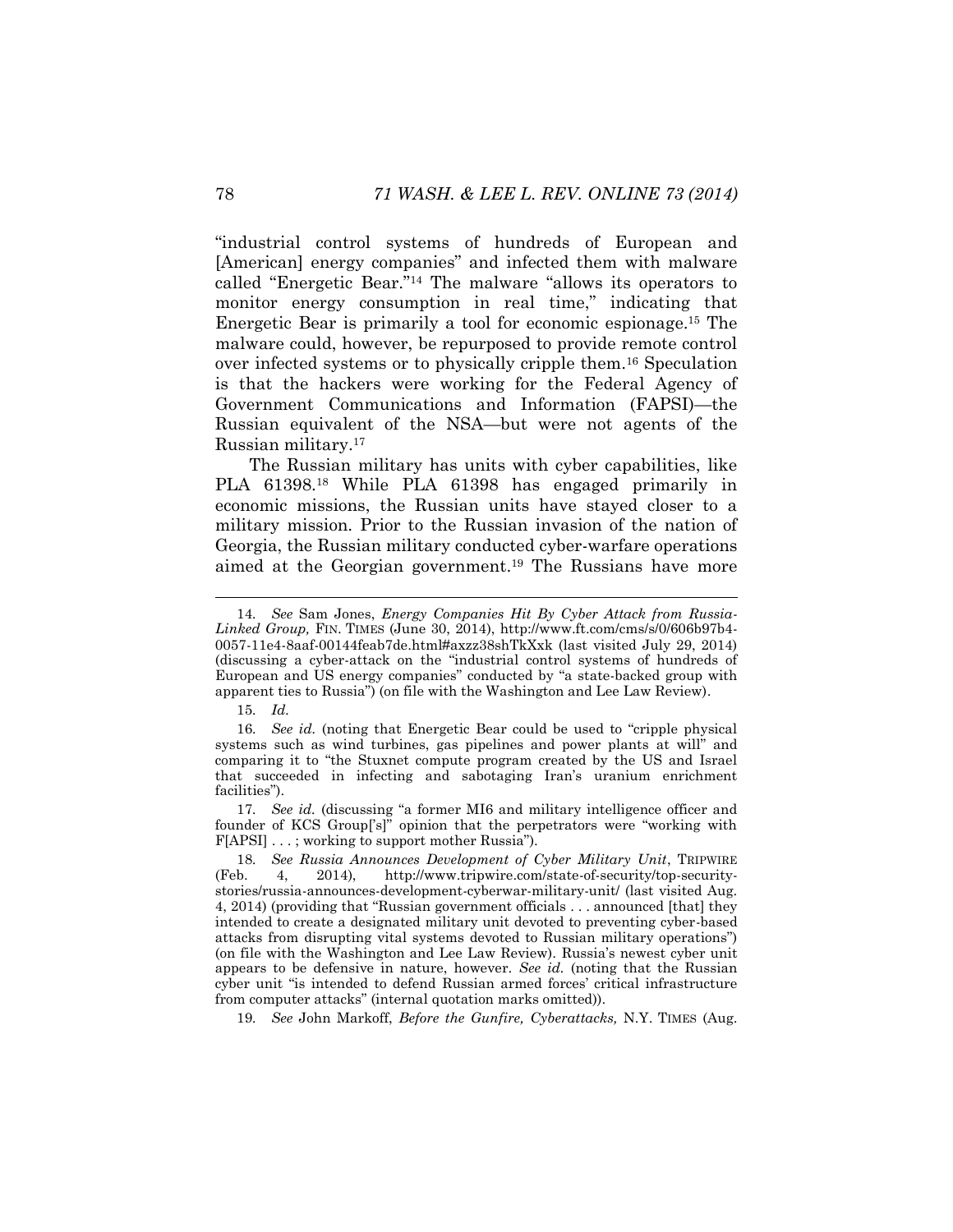"industrial control systems of hundreds of European and [American] energy companies" and infected them with malware called "Energetic Bear."[14] The malware "allows its operators to monitor energy consumption in real time," indicating that Energetic Bear is primarily a tool for economic espionage.[15] The malware could, however, be repurposed to provide remote control over infected systems or to physically cripple them.[16] Speculation is that the hackers were working for the Federal Agency of Government Communications and Information (FAPSI)—the Russian equivalent of the NSA—but were not agents of the Russian military.[17]

The Russian military has units with cyber capabilities, like PLA 61398.[18] While PLA 61398 has engaged primarily in economic missions, the Russian units have stayed closer to a military mission. Prior to the Russian invasion of the nation of Georgia, the Russian military conducted cyber-warfare operations aimed at the Georgian government.[19] The Russians have more

---

14. *See* Sam Jones, *Energy Companies Hit By Cyber Attack from Russia-Linked Group,* FIN. TIMES (June 30, 2014), http://www.ft.com/cms/s/0/606b97b4-0057-11e4-8aaf-00144feab7de.html#axzz38shTkXxk (last visited July 29, 2014) (discussing a cyber-attack on the "industrial control systems of hundreds of European and US energy companies" conducted by "a state-backed group with apparent ties to Russia") (on file with the Washington and Lee Law Review).

15. *Id.*

16. *See id.* (noting that Energetic Bear could be used to "cripple physical systems such as wind turbines, gas pipelines and power plants at will" and comparing it to "the Stuxnet compute program created by the US and Israel that succeeded in infecting and sabotaging Iran's uranium enrichment facilities").

17. *See id.* (discussing "a former MI6 and military intelligence officer and founder of KCS Group['s]" opinion that the perpetrators were "working with F[APSI] . . . ; working to support mother Russia").

18. *See Russia Announces Development of Cyber Military Unit*, TRIPWIRE (Feb. 4, 2014), http://www.tripwire.com/state-of-security/top-security-stories/russia-announces-development-cyberwar-military-unit/ (last visited Aug. 4, 2014) (providing that "Russian government officials . . . announced [that] they intended to create a designated military unit devoted to preventing cyber-based attacks from disrupting vital systems devoted to Russian military operations") (on file with the Washington and Lee Law Review). Russia's newest cyber unit appears to be defensive in nature, however. *See id.* (noting that the Russian cyber unit "is intended to defend Russian armed forces' critical infrastructure from computer attacks" (internal quotation marks omitted)).

19. *See* John Markoff, *Before the Gunfire, Cyberattacks,* N.Y. TIMES (Aug.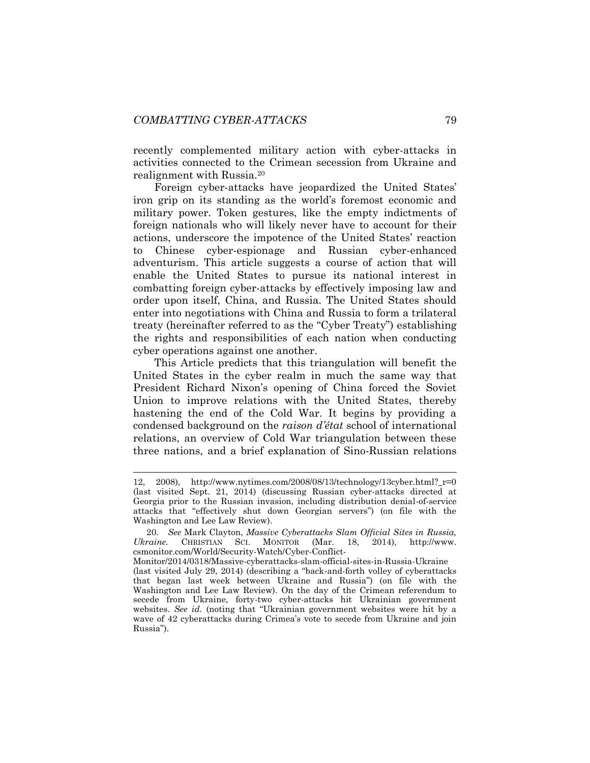recently complemented military action with cyber-attacks in activities connected to the Crimean secession from Ukraine and realignment with Russia.[20]

Foreign cyber-attacks have jeopardized the United States' iron grip on its standing as the world's foremost economic and military power. Token gestures, like the empty indictments of foreign nationals who will likely never have to account for their actions, underscore the impotence of the United States' reaction to Chinese cyber-espionage and Russian cyber-enhanced adventurism. This article suggests a course of action that will enable the United States to pursue its national interest in combatting foreign cyber-attacks by effectively imposing law and order upon itself, China, and Russia. The United States should enter into negotiations with China and Russia to form a trilateral treaty (hereinafter referred to as the "Cyber Treaty") establishing the rights and responsibilities of each nation when conducting cyber operations against one another.

This Article predicts that this triangulation will benefit the United States in the cyber realm in much the same way that President Richard Nixon's opening of China forced the Soviet Union to improve relations with the United States, thereby hastening the end of the Cold War. It begins by providing a condensed background on the *raison d'état* school of international relations, an overview of Cold War triangulation between these three nations, and a brief explanation of Sino-Russian relations

---

12, 2008), http://www.nytimes.com/2008/08/13/technology/13cyber.html?_r=0 (last visited Sept. 21, 2014) (discussing Russian cyber-attacks directed at Georgia prior to the Russian invasion, including distribution denial-of-service attacks that "effectively shut down Georgian servers") (on file with the Washington and Lee Law Review).

20. *See* Mark Clayton, *Massive Cyberattacks Slam Official Sites in Russia, Ukraine.* CHRISTIAN SCI. MONITOR (Mar. 18, 2014), http://www.csmonitor.com/World/Security-Watch/Cyber-Conflict-Monitor/2014/0318/Massive-cyberattacks-slam-official-sites-in-Russia-Ukraine (last visited July 29, 2014) (describing a "back-and-forth volley of cyberattacks that began last week between Ukraine and Russia") (on file with the Washington and Lee Law Review). On the day of the Crimean referendum to secede from Ukraine, forty-two cyber-attacks hit Ukrainian government websites. *See id.* (noting that "Ukrainian government websites were hit by a wave of 42 cyberattacks during Crimea's vote to secede from Ukraine and join Russia").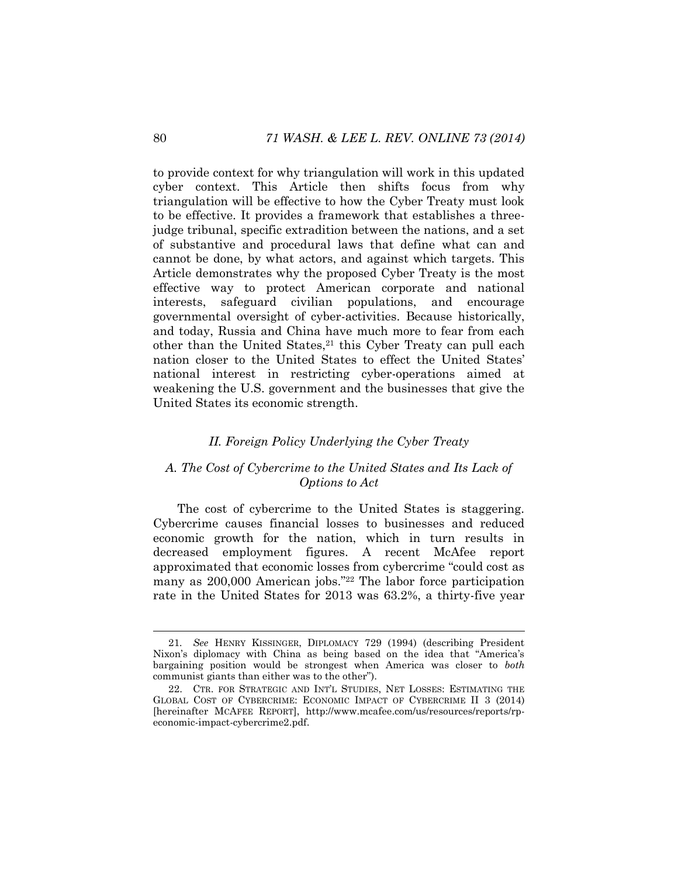to provide context for why triangulation will work in this updated cyber context. This Article then shifts focus from why triangulation will be effective to how the Cyber Treaty must look to be effective. It provides a framework that establishes a three-judge tribunal, specific extradition between the nations, and a set of substantive and procedural laws that define what can and cannot be done, by what actors, and against which targets. This Article demonstrates why the proposed Cyber Treaty is the most effective way to protect American corporate and national interests, safeguard civilian populations, and encourage governmental oversight of cyber-activities. Because historically, and today, Russia and China have much more to fear from each other than the United States,[21] this Cyber Treaty can pull each nation closer to the United States to effect the United States' national interest in restricting cyber-operations aimed at weakening the U.S. government and the businesses that give the United States its economic strength.

## *II. Foreign Policy Underlying the Cyber Treaty*

### *A. The Cost of Cybercrime to the United States and Its Lack of Options to Act*

The cost of cybercrime to the United States is staggering. Cybercrime causes financial losses to businesses and reduced economic growth for the nation, which in turn results in decreased employment figures. A recent McAfee report approximated that economic losses from cybercrime "could cost as many as 200,000 American jobs."[22] The labor force participation rate in the United States for 2013 was 63.2%, a thirty-five year

---

21. *See* HENRY KISSINGER, DIPLOMACY 729 (1994) (describing President Nixon's diplomacy with China as being based on the idea that "America's bargaining position would be strongest when America was closer to *both* communist giants than either was to the other").

22. CTR. FOR STRATEGIC AND INT'L STUDIES, NET LOSSES: ESTIMATING THE GLOBAL COST OF CYBERCRIME: ECONOMIC IMPACT OF CYBERCRIME II 3 (2014) [hereinafter MCAFEE REPORT], http://www.mcafee.com/us/resources/reports/rp-economic-impact-cybercrime2.pdf.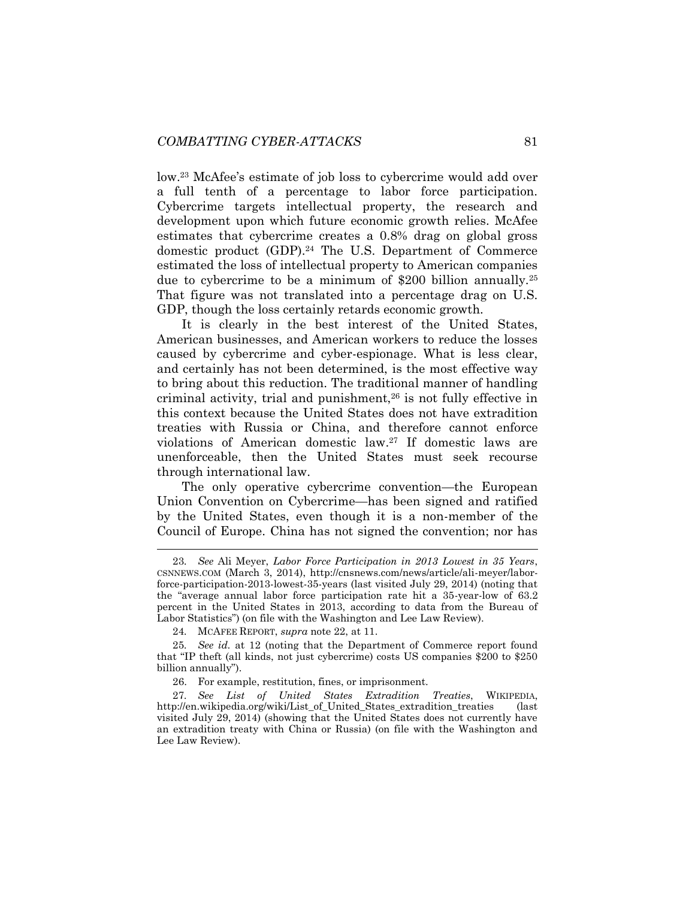low.[23] McAfee's estimate of job loss to cybercrime would add over a full tenth of a percentage to labor force participation. Cybercrime targets intellectual property, the research and development upon which future economic growth relies. McAfee estimates that cybercrime creates a 0.8% drag on global gross domestic product (GDP).[24] The U.S. Department of Commerce estimated the loss of intellectual property to American companies due to cybercrime to be a minimum of $200 billion annually.[25] That figure was not translated into a percentage drag on U.S. GDP, though the loss certainly retards economic growth.

It is clearly in the best interest of the United States, American businesses, and American workers to reduce the losses caused by cybercrime and cyber-espionage. What is less clear, and certainly has not been determined, is the most effective way to bring about this reduction. The traditional manner of handling criminal activity, trial and punishment,[26] is not fully effective in this context because the United States does not have extradition treaties with Russia or China, and therefore cannot enforce violations of American domestic law.[27] If domestic laws are unenforceable, then the United States must seek recourse through international law.

The only operative cybercrime convention—the European Union Convention on Cybercrime—has been signed and ratified by the United States, even though it is a non-member of the Council of Europe. China has not signed the convention; nor has

---

23. *See* Ali Meyer, *Labor Force Participation in 2013 Lowest in 35 Years*, CSNNEWS.COM (March 3, 2014), http://cnsnews.com/news/article/ali-meyer/labor-force-participation-2013-lowest-35-years (last visited July 29, 2014) (noting that the "average annual labor force participation rate hit a 35-year-low of 63.2 percent in the United States in 2013, according to data from the Bureau of Labor Statistics") (on file with the Washington and Lee Law Review).

24. MCAFEE REPORT, *supra* note 22, at 11.

25. *See id.* at 12 (noting that the Department of Commerce report found that "IP theft (all kinds, not just cybercrime) costs US companies $200 to $250 billion annually").

26. For example, restitution, fines, or imprisonment.

27. *See List of United States Extradition Treaties*, WIKIPEDIA, http://en.wikipedia.org/wiki/List_of_United_States_extradition_treaties (last visited July 29, 2014) (showing that the United States does not currently have an extradition treaty with China or Russia) (on file with the Washington and Lee Law Review).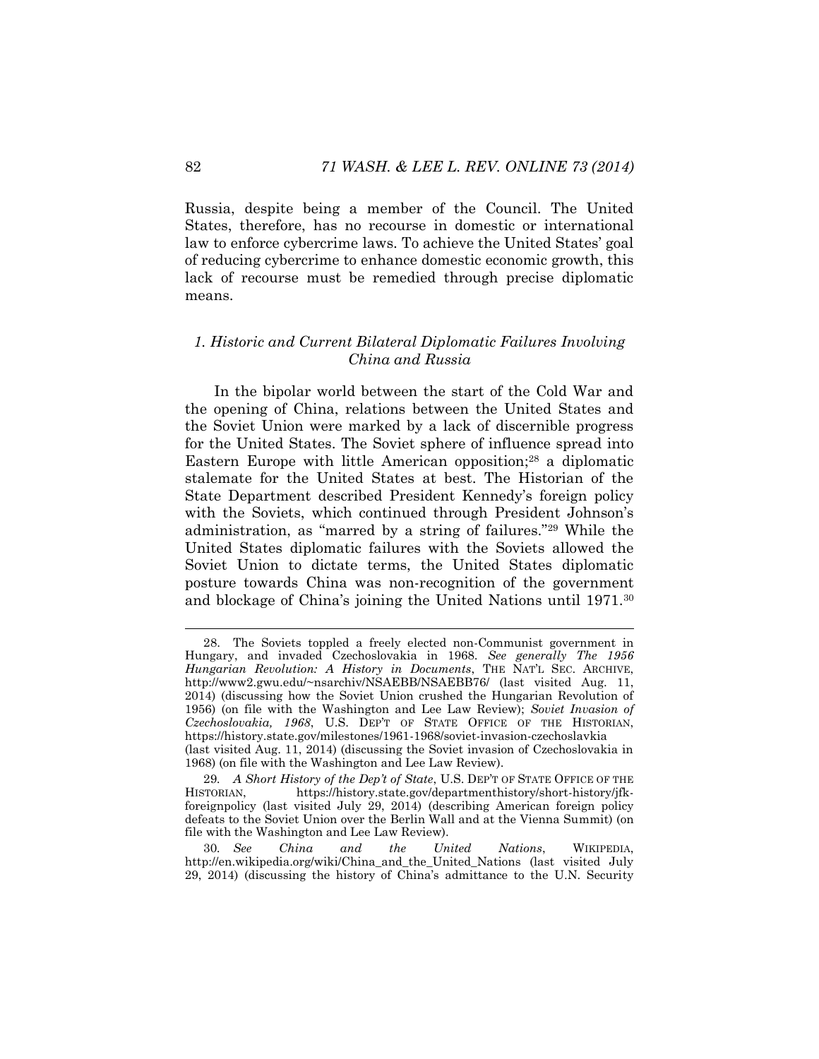Russia, despite being a member of the Council. The United States, therefore, has no recourse in domestic or international law to enforce cybercrime laws. To achieve the United States' goal of reducing cybercrime to enhance domestic economic growth, this lack of recourse must be remedied through precise diplomatic means.

### *1. Historic and Current Bilateral Diplomatic Failures Involving China and Russia*

In the bipolar world between the start of the Cold War and the opening of China, relations between the United States and the Soviet Union were marked by a lack of discernible progress for the United States. The Soviet sphere of influence spread into Eastern Europe with little American opposition;[28] a diplomatic stalemate for the United States at best. The Historian of the State Department described President Kennedy's foreign policy with the Soviets, which continued through President Johnson's administration, as "marred by a string of failures."[29] While the United States diplomatic failures with the Soviets allowed the Soviet Union to dictate terms, the United States diplomatic posture towards China was non-recognition of the government and blockage of China's joining the United Nations until 1971.[30]

---

28. The Soviets toppled a freely elected non-Communist government in Hungary, and invaded Czechoslovakia in 1968. *See generally The 1956 Hungarian Revolution: A History in Documents*, THE NAT'L SEC. ARCHIVE, http://www2.gwu.edu/~nsarchiv/NSAEBB/NSAEBB76/ (last visited Aug. 11, 2014) (discussing how the Soviet Union crushed the Hungarian Revolution of 1956) (on file with the Washington and Lee Law Review); *Soviet Invasion of Czechoslovakia, 1968*, U.S. DEP'T OF STATE OFFICE OF THE HISTORIAN, https://history.state.gov/milestones/1961-1968/soviet-invasion-czechoslavkia (last visited Aug. 11, 2014) (discussing the Soviet invasion of Czechoslovakia in 1968) (on file with the Washington and Lee Law Review).

29. *A Short History of the Dep't of State*, U.S. DEP'T OF STATE OFFICE OF THE HISTORIAN, https://history.state.gov/departmenthistory/short-history/jfk-foreignpolicy (last visited July 29, 2014) (describing American foreign policy defeats to the Soviet Union over the Berlin Wall and at the Vienna Summit) (on file with the Washington and Lee Law Review).

30. *See China and the United Nations*, WIKIPEDIA, http://en.wikipedia.org/wiki/China_and_the_United_Nations (last visited July 29, 2014) (discussing the history of China's admittance to the U.N. Security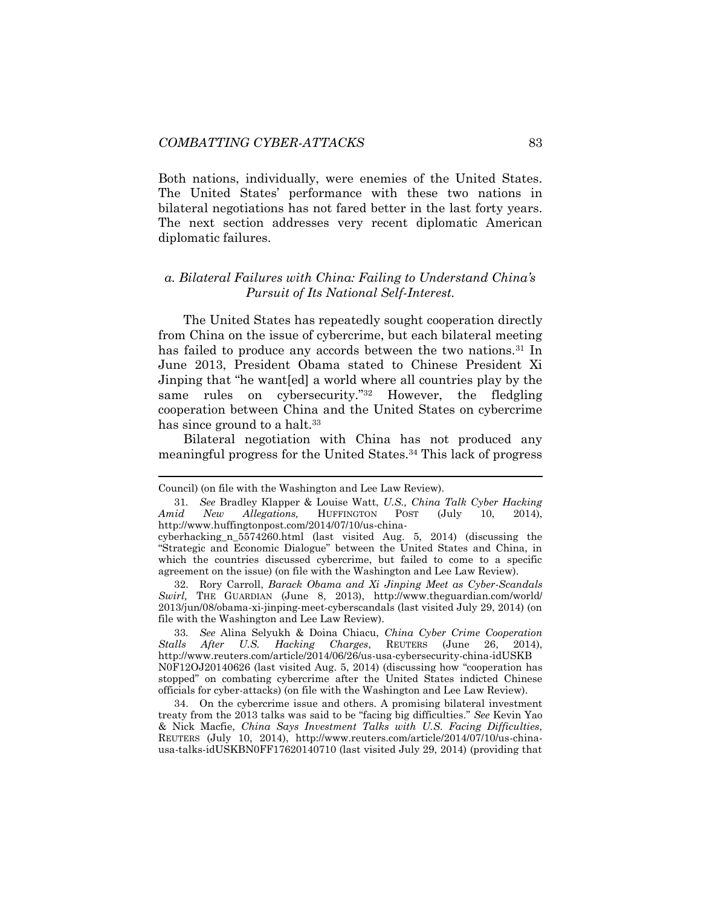Both nations, individually, were enemies of the United States. The United States' performance with these two nations in bilateral negotiations has not fared better in the last forty years. The next section addresses very recent diplomatic American diplomatic failures.

### *a. Bilateral Failures with China: Failing to Understand China's Pursuit of Its National Self-Interest.*

The United States has repeatedly sought cooperation directly from China on the issue of cybercrime, but each bilateral meeting has failed to produce any accords between the two nations.[31] In June 2013, President Obama stated to Chinese President Xi Jinping that "he want[ed] a world where all countries play by the same rules on cybersecurity."[32] However, the fledgling cooperation between China and the United States on cybercrime has since ground to a halt.[33]

Bilateral negotiation with China has not produced any meaningful progress for the United States.[34] This lack of progress

---

Council) (on file with the Washington and Lee Law Review).

31. *See* Bradley Klapper & Louise Watt, *U.S., China Talk Cyber Hacking Amid New Allegations,* HUFFINGTON POST (July 10, 2014), http://www.huffingtonpost.com/2014/07/10/us-china-cyberhacking_n_5574260.html (last visited Aug. 5, 2014) (discussing the "Strategic and Economic Dialogue" between the United States and China, in which the countries discussed cybercrime, but failed to come to a specific agreement on the issue) (on file with the Washington and Lee Law Review).

32. Rory Carroll, *Barack Obama and Xi Jinping Meet as Cyber-Scandals Swirl,* THE GUARDIAN (June 8, 2013), http://www.theguardian.com/world/2013/jun/08/obama-xi-jinping-meet-cyberscandals (last visited July 29, 2014) (on file with the Washington and Lee Law Review).

33. *See* Alina Selyukh & Doina Chiacu, *China Cyber Crime Cooperation Stalls After U.S. Hacking Charges*, REUTERS (June 26, 2014), http://www.reuters.com/article/2014/06/26/us-usa-cybersecurity-china-idUSKBN0F12OJ20140626 (last visited Aug. 5, 2014) (discussing how "cooperation has stopped" on combating cybercrime after the United States indicted Chinese officials for cyber-attacks) (on file with the Washington and Lee Law Review).

34. On the cybercrime issue and others. A promising bilateral investment treaty from the 2013 talks was said to be "facing big difficulties." *See* Kevin Yao & Nick Macfie, *China Says Investment Talks with U.S. Facing Difficulties*, REUTERS (July 10, 2014), http://www.reuters.com/article/2014/07/10/us-china-usa-talks-idUSKBN0FF17620140710 (last visited July 29, 2014) (providing that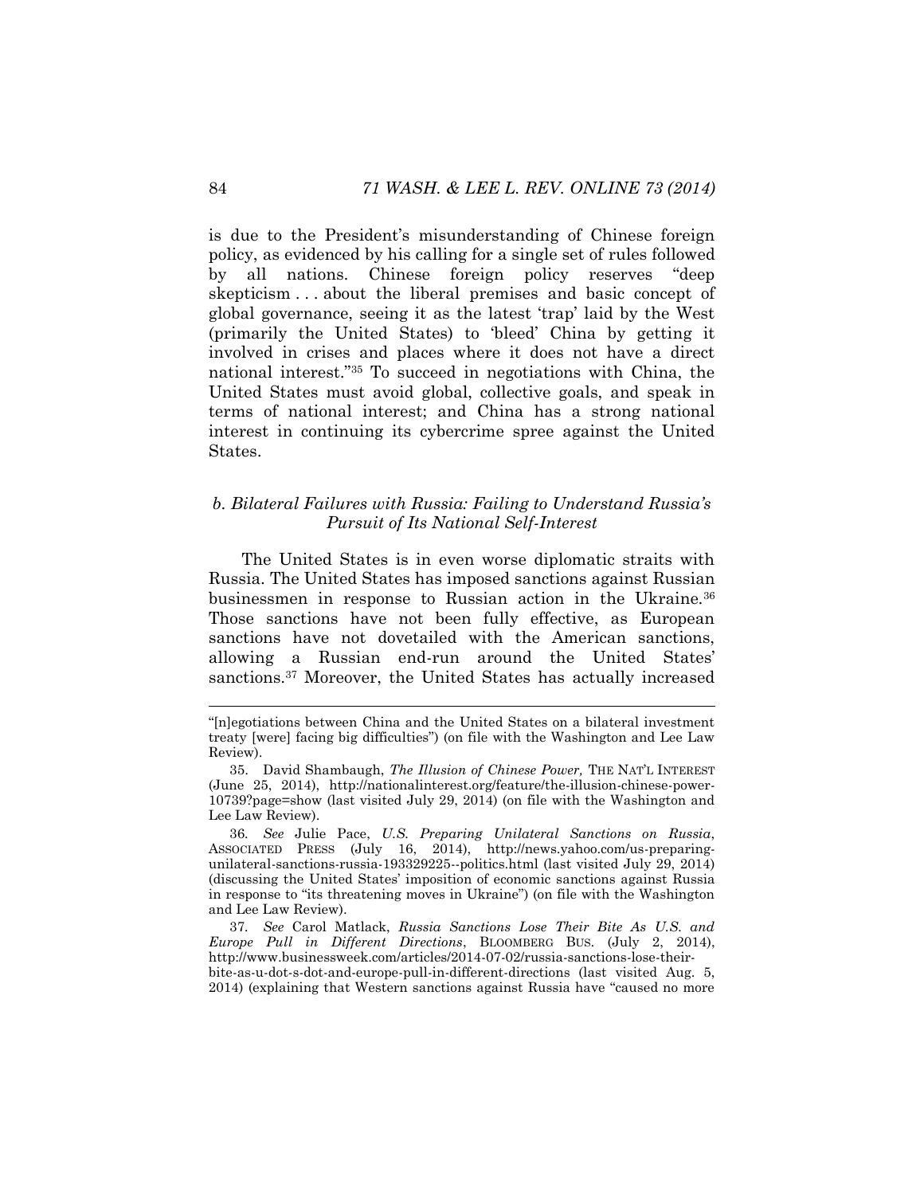is due to the President's misunderstanding of Chinese foreign policy, as evidenced by his calling for a single set of rules followed by all nations. Chinese foreign policy reserves "deep skepticism . . . about the liberal premises and basic concept of global governance, seeing it as the latest 'trap' laid by the West (primarily the United States) to 'bleed' China by getting it involved in crises and places where it does not have a direct national interest."[35] To succeed in negotiations with China, the United States must avoid global, collective goals, and speak in terms of national interest; and China has a strong national interest in continuing its cybercrime spree against the United States.

### *b. Bilateral Failures with Russia: Failing to Understand Russia's Pursuit of Its National Self-Interest*

The United States is in even worse diplomatic straits with Russia. The United States has imposed sanctions against Russian businessmen in response to Russian action in the Ukraine.[36] Those sanctions have not been fully effective, as European sanctions have not dovetailed with the American sanctions, allowing a Russian end-run around the United States' sanctions.[37] Moreover, the United States has actually increased

---

"[n]egotiations between China and the United States on a bilateral investment treaty [were] facing big difficulties") (on file with the Washington and Lee Law Review).

35. David Shambaugh, *The Illusion of Chinese Power,* THE NAT'L INTEREST (June 25, 2014), http://nationalinterest.org/feature/the-illusion-chinese-power-10739?page=show (last visited July 29, 2014) (on file with the Washington and Lee Law Review).

36. *See* Julie Pace, *U.S. Preparing Unilateral Sanctions on Russia*, ASSOCIATED PRESS (July 16, 2014), http://news.yahoo.com/us-preparing-unilateral-sanctions-russia-193329225--politics.html (last visited July 29, 2014) (discussing the United States' imposition of economic sanctions against Russia in response to "its threatening moves in Ukraine") (on file with the Washington and Lee Law Review).

37. *See* Carol Matlack, *Russia Sanctions Lose Their Bite As U.S. and Europe Pull in Different Directions*, BLOOMBERG BUS. (July 2, 2014), http://www.businessweek.com/articles/2014-07-02/russia-sanctions-lose-their-bite-as-u-dot-s-dot-and-europe-pull-in-different-directions (last visited Aug. 5, 2014) (explaining that Western sanctions against Russia have "caused no more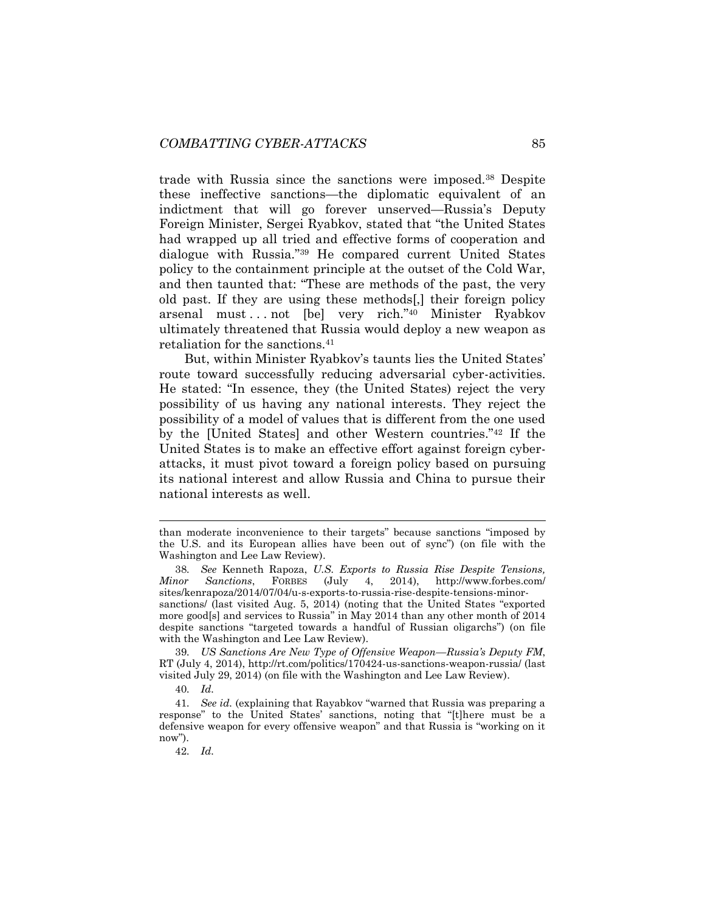trade with Russia since the sanctions were imposed.[38] Despite these ineffective sanctions—the diplomatic equivalent of an indictment that will go forever unserved—Russia's Deputy Foreign Minister, Sergei Ryabkov, stated that "the United States had wrapped up all tried and effective forms of cooperation and dialogue with Russia."[39] He compared current United States policy to the containment principle at the outset of the Cold War, and then taunted that: "These are methods of the past, the very old past. If they are using these methods[,] their foreign policy arsenal must . . . not [be] very rich."[40] Minister Ryabkov ultimately threatened that Russia would deploy a new weapon as retaliation for the sanctions.[41]

But, within Minister Ryabkov's taunts lies the United States' route toward successfully reducing adversarial cyber-activities. He stated: "In essence, they (the United States) reject the very possibility of us having any national interests. They reject the possibility of a model of values that is different from the one used by the [United States] and other Western countries."[42] If the United States is to make an effective effort against foreign cyber-attacks, it must pivot toward a foreign policy based on pursuing its national interest and allow Russia and China to pursue their national interests as well.

---

than moderate inconvenience to their targets" because sanctions "imposed by the U.S. and its European allies have been out of sync") (on file with the Washington and Lee Law Review).

38. *See* Kenneth Rapoza, *U.S. Exports to Russia Rise Despite Tensions, Minor Sanctions*, FORBES (July 4, 2014), http://www.forbes.com/sites/kenrapoza/2014/07/04/u-s-exports-to-russia-rise-despite-tensions-minor-sanctions/ (last visited Aug. 5, 2014) (noting that the United States "exported more good[s] and services to Russia" in May 2014 than any other month of 2014 despite sanctions "targeted towards a handful of Russian oligarchs") (on file with the Washington and Lee Law Review).

39. *US Sanctions Are New Type of Offensive Weapon—Russia's Deputy FM*, RT (July 4, 2014), http://rt.com/politics/170424-us-sanctions-weapon-russia/ (last visited July 29, 2014) (on file with the Washington and Lee Law Review).

40. *Id.*

41. *See id.* (explaining that Rayabkov "warned that Russia was preparing a response" to the United States' sanctions, noting that "[t]here must be a defensive weapon for every offensive weapon" and that Russia is "working on it now").

42. *Id.*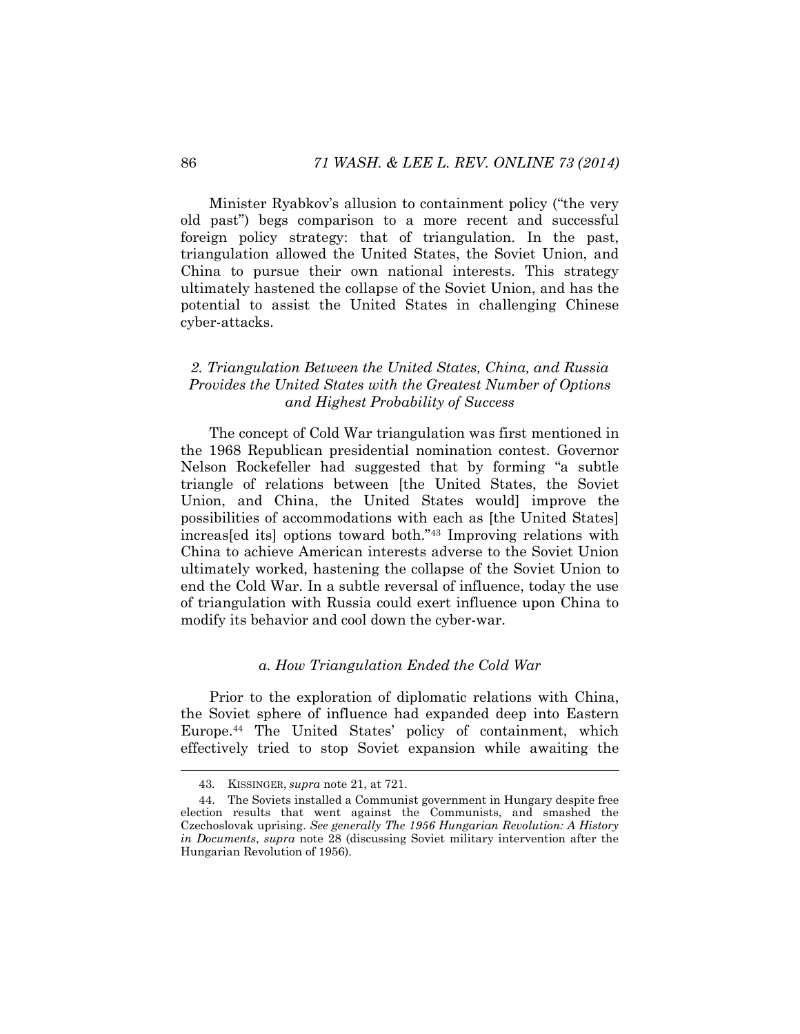Minister Ryabkov's allusion to containment policy ("the very old past") begs comparison to a more recent and successful foreign policy strategy: that of triangulation. In the past, triangulation allowed the United States, the Soviet Union, and China to pursue their own national interests. This strategy ultimately hastened the collapse of the Soviet Union, and has the potential to assist the United States in challenging Chinese cyber-attacks.

### *2. Triangulation Between the United States, China, and Russia Provides the United States with the Greatest Number of Options and Highest Probability of Success*

The concept of Cold War triangulation was first mentioned in the 1968 Republican presidential nomination contest. Governor Nelson Rockefeller had suggested that by forming "a subtle triangle of relations between [the United States, the Soviet Union, and China, the United States would] improve the possibilities of accommodations with each as [the United States] increas[ed its] options toward both."[43] Improving relations with China to achieve American interests adverse to the Soviet Union ultimately worked, hastening the collapse of the Soviet Union to end the Cold War. In a subtle reversal of influence, today the use of triangulation with Russia could exert influence upon China to modify its behavior and cool down the cyber-war.

#### *a. How Triangulation Ended the Cold War*

Prior to the exploration of diplomatic relations with China, the Soviet sphere of influence had expanded deep into Eastern Europe.[44] The United States' policy of containment, which effectively tried to stop Soviet expansion while awaiting the

---

43. KISSINGER, *supra* note 21, at 721.

44. The Soviets installed a Communist government in Hungary despite free election results that went against the Communists, and smashed the Czechoslovak uprising. *See generally The 1956 Hungarian Revolution: A History in Documents*, *supra* note 28 (discussing Soviet military intervention after the Hungarian Revolution of 1956).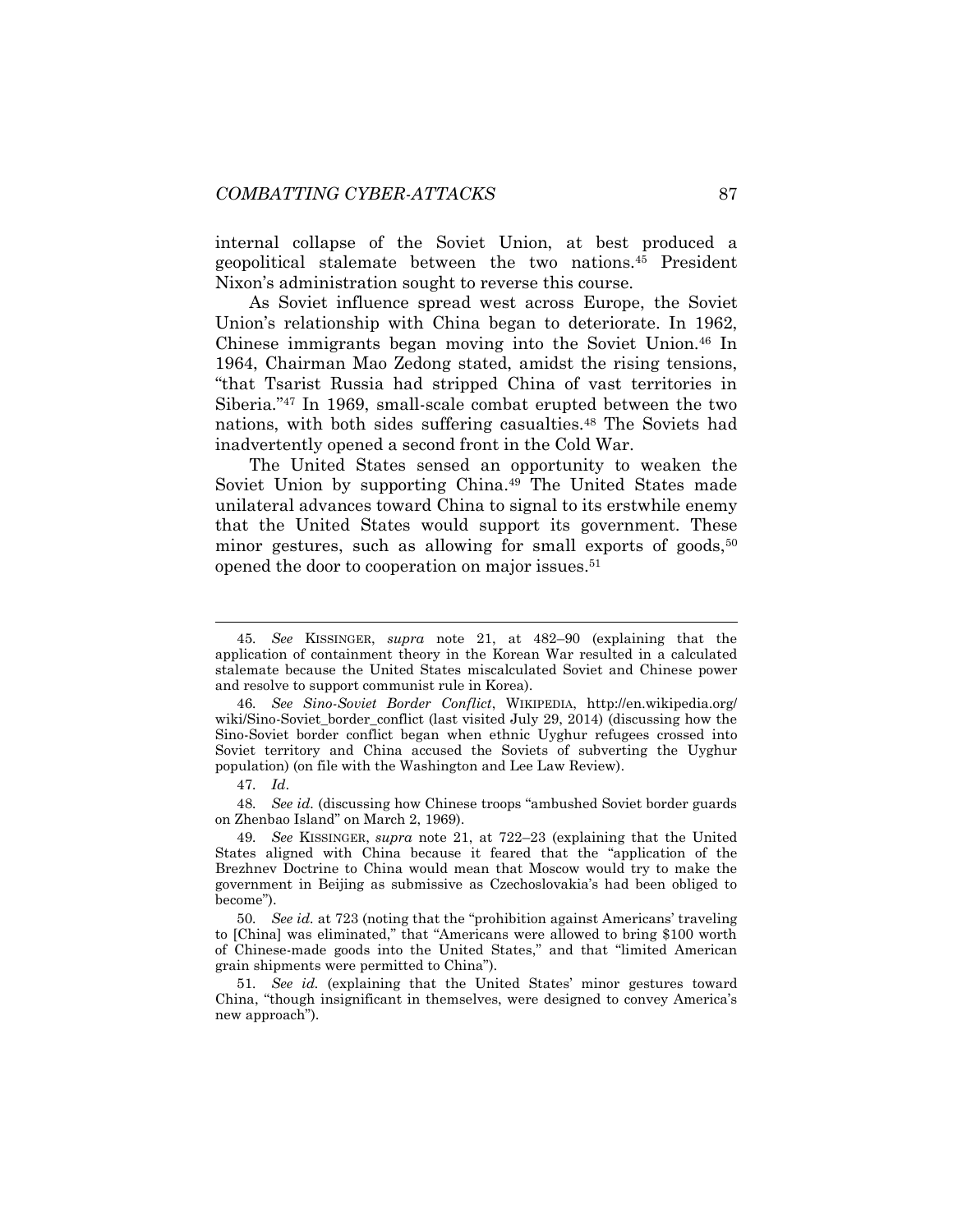internal collapse of the Soviet Union, at best produced a geopolitical stalemate between the two nations.[45] President Nixon's administration sought to reverse this course.

As Soviet influence spread west across Europe, the Soviet Union's relationship with China began to deteriorate. In 1962, Chinese immigrants began moving into the Soviet Union.[46] In 1964, Chairman Mao Zedong stated, amidst the rising tensions, "that Tsarist Russia had stripped China of vast territories in Siberia."[47] In 1969, small-scale combat erupted between the two nations, with both sides suffering casualties.[48] The Soviets had inadvertently opened a second front in the Cold War.

The United States sensed an opportunity to weaken the Soviet Union by supporting China.[49] The United States made unilateral advances toward China to signal to its erstwhile enemy that the United States would support its government. These minor gestures, such as allowing for small exports of goods,[50] opened the door to cooperation on major issues.[51]

---

45. *See* KISSINGER, *supra* note 21, at 482–90 (explaining that the application of containment theory in the Korean War resulted in a calculated stalemate because the United States miscalculated Soviet and Chinese power and resolve to support communist rule in Korea).

46. *See Sino-Soviet Border Conflict*, WIKIPEDIA, http://en.wikipedia.org/wiki/Sino-Soviet_border_conflict (last visited July 29, 2014) (discussing how the Sino-Soviet border conflict began when ethnic Uyghur refugees crossed into Soviet territory and China accused the Soviets of subverting the Uyghur population) (on file with the Washington and Lee Law Review).

47. *Id*.

48. *See id.* (discussing how Chinese troops "ambushed Soviet border guards on Zhenbao Island" on March 2, 1969).

49. *See* KISSINGER, *supra* note 21, at 722–23 (explaining that the United States aligned with China because it feared that the "application of the Brezhnev Doctrine to China would mean that Moscow would try to make the government in Beijing as submissive as Czechoslovakia's had been obliged to become").

50. *See id.* at 723 (noting that the "prohibition against Americans' traveling to [China] was eliminated," that "Americans were allowed to bring $100 worth of Chinese-made goods into the United States," and that "limited American grain shipments were permitted to China").

51. *See id.* (explaining that the United States' minor gestures toward China, "though insignificant in themselves, were designed to convey America's new approach").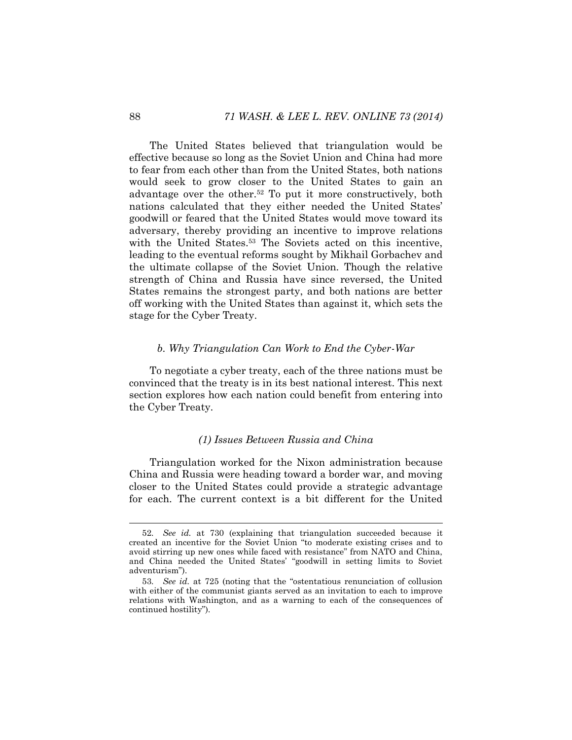The United States believed that triangulation would be effective because so long as the Soviet Union and China had more to fear from each other than from the United States, both nations would seek to grow closer to the United States to gain an advantage over the other.[52] To put it more constructively, both nations calculated that they either needed the United States' goodwill or feared that the United States would move toward its adversary, thereby providing an incentive to improve relations with the United States.[53] The Soviets acted on this incentive, leading to the eventual reforms sought by Mikhail Gorbachev and the ultimate collapse of the Soviet Union. Though the relative strength of China and Russia have since reversed, the United States remains the strongest party, and both nations are better off working with the United States than against it, which sets the stage for the Cyber Treaty.

#### *b. Why Triangulation Can Work to End the Cyber-War*

To negotiate a cyber treaty, each of the three nations must be convinced that the treaty is in its best national interest. This next section explores how each nation could benefit from entering into the Cyber Treaty.

##### *(1) Issues Between Russia and China*

Triangulation worked for the Nixon administration because China and Russia were heading toward a border war, and moving closer to the United States could provide a strategic advantage for each. The current context is a bit different for the United

---

52. *See id.* at 730 (explaining that triangulation succeeded because it created an incentive for the Soviet Union "to moderate existing crises and to avoid stirring up new ones while faced with resistance" from NATO and China, and China needed the United States' "goodwill in setting limits to Soviet adventurism").

53. *See id.* at 725 (noting that the "ostentatious renunciation of collusion with either of the communist giants served as an invitation to each to improve relations with Washington, and as a warning to each of the consequences of continued hostility").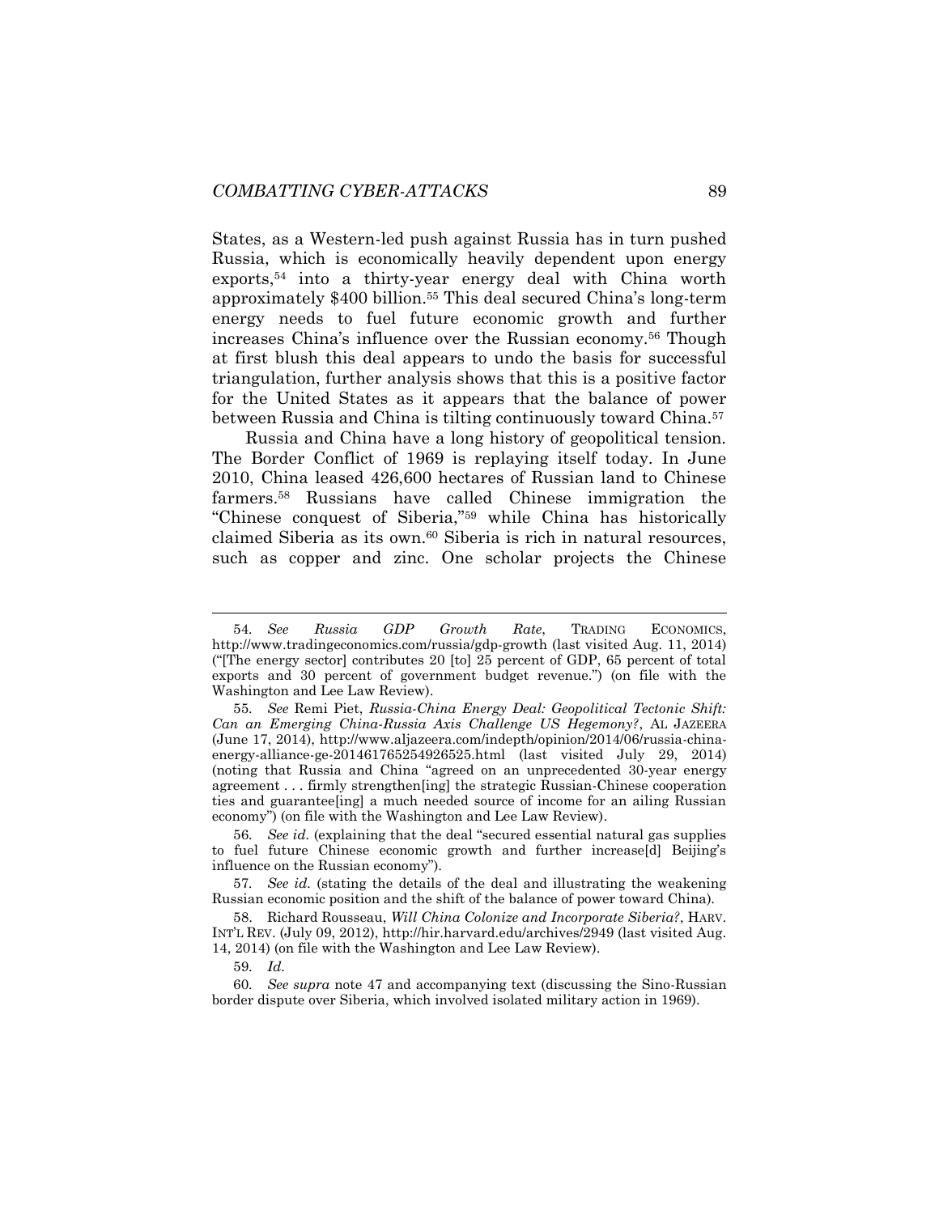States, as a Western-led push against Russia has in turn pushed Russia, which is economically heavily dependent upon energy exports,[54] into a thirty-year energy deal with China worth approximately $400 billion.[55] This deal secured China's long-term energy needs to fuel future economic growth and further increases China's influence over the Russian economy.[56] Though at first blush this deal appears to undo the basis for successful triangulation, further analysis shows that this is a positive factor for the United States as it appears that the balance of power between Russia and China is tilting continuously toward China.[57]

Russia and China have a long history of geopolitical tension. The Border Conflict of 1969 is replaying itself today. In June 2010, China leased 426,600 hectares of Russian land to Chinese farmers.[58] Russians have called Chinese immigration the "Chinese conquest of Siberia,"[59] while China has historically claimed Siberia as its own.[60] Siberia is rich in natural resources, such as copper and zinc. One scholar projects the Chinese

---

54. *See Russia GDP Growth Rate*, TRADING ECONOMICS, http://www.tradingeconomics.com/russia/gdp-growth (last visited Aug. 11, 2014) ("[The energy sector] contributes 20 [to] 25 percent of GDP, 65 percent of total exports and 30 percent of government budget revenue.") (on file with the Washington and Lee Law Review).

55. *See* Remi Piet, *Russia-China Energy Deal: Geopolitical Tectonic Shift: Can an Emerging China-Russia Axis Challenge US Hegemony?*, AL JAZEERA (June 17, 2014), http://www.aljazeera.com/indepth/opinion/2014/06/russia-china-energy-alliance-ge-201461765254926525.html (last visited July 29, 2014) (noting that Russia and China "agreed on an unprecedented 30-year energy agreement . . . firmly strengthen[ing] the strategic Russian-Chinese cooperation ties and guarantee[ing] a much needed source of income for an ailing Russian economy") (on file with the Washington and Lee Law Review).

56. *See id.* (explaining that the deal "secured essential natural gas supplies to fuel future Chinese economic growth and further increase[d] Beijing's influence on the Russian economy").

57. *See id.* (stating the details of the deal and illustrating the weakening Russian economic position and the shift of the balance of power toward China).

58. Richard Rousseau, *Will China Colonize and Incorporate Siberia?*, HARV. INT'L REV. (July 09, 2012), http://hir.harvard.edu/archives/2949 (last visited Aug. 14, 2014) (on file with the Washington and Lee Law Review).

59. *Id.*

60. *See supra* note 47 and accompanying text (discussing the Sino-Russian border dispute over Siberia, which involved isolated military action in 1969).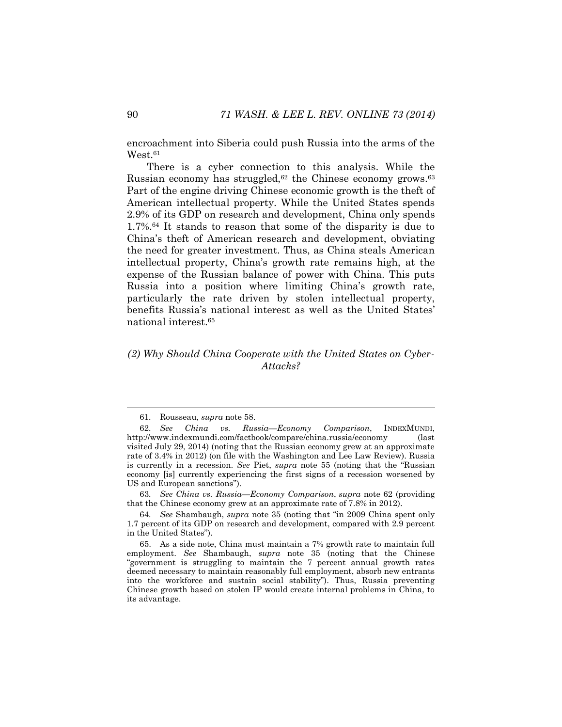encroachment into Siberia could push Russia into the arms of the West.[61]

There is a cyber connection to this analysis. While the Russian economy has struggled,[62] the Chinese economy grows.[63] Part of the engine driving Chinese economic growth is the theft of American intellectual property. While the United States spends 2.9% of its GDP on research and development, China only spends 1.7%.[64] It stands to reason that some of the disparity is due to China's theft of American research and development, obviating the need for greater investment. Thus, as China steals American intellectual property, China's growth rate remains high, at the expense of the Russian balance of power with China. This puts Russia into a position where limiting China's growth rate, particularly the rate driven by stolen intellectual property, benefits Russia's national interest as well as the United States' national interest.[65]

*(2) Why Should China Cooperate with the United States on Cyber-Attacks?*

---

61. Rousseau, *supra* note 58.

62. *See China vs. Russia—Economy Comparison*, INDEXMUNDI, http://www.indexmundi.com/factbook/compare/china.russia/economy (last visited July 29, 2014) (noting that the Russian economy grew at an approximate rate of 3.4% in 2012) (on file with the Washington and Lee Law Review). Russia is currently in a recession. *See* Piet, *supra* note 55 (noting that the "Russian economy [is] currently experiencing the first signs of a recession worsened by US and European sanctions").

63. *See China vs. Russia—Economy Comparison*, *supra* note 62 (providing that the Chinese economy grew at an approximate rate of 7.8% in 2012).

64. *See* Shambaugh, *supra* note 35 (noting that "in 2009 China spent only 1.7 percent of its GDP on research and development, compared with 2.9 percent in the United States").

65. As a side note, China must maintain a 7% growth rate to maintain full employment. *See* Shambaugh, *supra* note 35 (noting that the Chinese "government is struggling to maintain the 7 percent annual growth rates deemed necessary to maintain reasonably full employment, absorb new entrants into the workforce and sustain social stability"). Thus, Russia preventing Chinese growth based on stolen IP would create internal problems in China, to its advantage.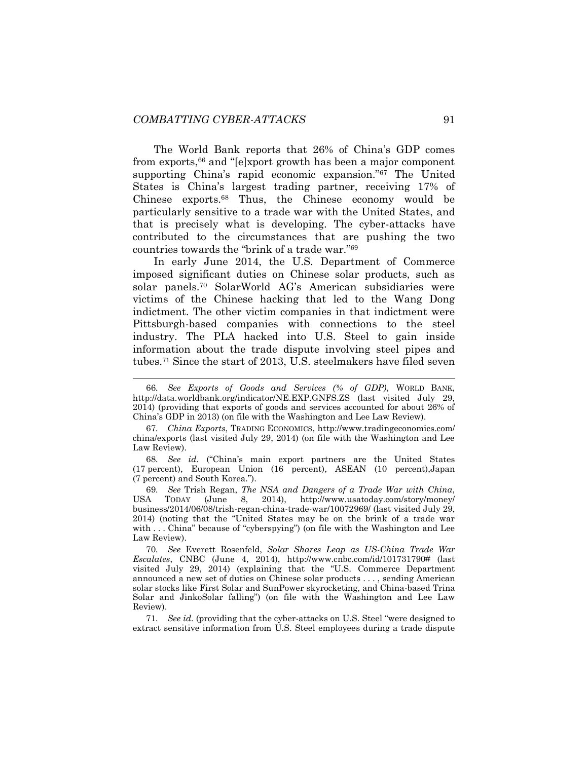The World Bank reports that 26% of China's GDP comes from exports,[66] and "[e]xport growth has been a major component supporting China's rapid economic expansion."[67] The United States is China's largest trading partner, receiving 17% of Chinese exports.[68] Thus, the Chinese economy would be particularly sensitive to a trade war with the United States, and that is precisely what is developing. The cyber-attacks have contributed to the circumstances that are pushing the two countries towards the "brink of a trade war."[69]

In early June 2014, the U.S. Department of Commerce imposed significant duties on Chinese solar products, such as solar panels.[70] SolarWorld AG's American subsidiaries were victims of the Chinese hacking that led to the Wang Dong indictment. The other victim companies in that indictment were Pittsburgh-based companies with connections to the steel industry. The PLA hacked into U.S. Steel to gain inside information about the trade dispute involving steel pipes and tubes.[71] Since the start of 2013, U.S. steelmakers have filed seven

---

66. *See Exports of Goods and Services (% of GDP)*, WORLD BANK, http://data.worldbank.org/indicator/NE.EXP.GNFS.ZS (last visited July 29, 2014) (providing that exports of goods and services accounted for about 26% of China's GDP in 2013) (on file with the Washington and Lee Law Review).

67. *China Exports*, TRADING ECONOMICS, http://www.tradingeconomics.com/china/exports (last visited July 29, 2014) (on file with the Washington and Lee Law Review).

68. *See id.* ("China's main export partners are the United States (17 percent), European Union (16 percent), ASEAN (10 percent),Japan (7 percent) and South Korea.").

69. *See* Trish Regan, *The NSA and Dangers of a Trade War with China*, USA TODAY (June 8, 2014), http://www.usatoday.com/story/money/business/2014/06/08/trish-regan-china-trade-war/10072969/ (last visited July 29, 2014) (noting that the "United States may be on the brink of a trade war with . . . China" because of "cyberspying") (on file with the Washington and Lee Law Review).

70. *See* Everett Rosenfeld, *Solar Shares Leap as US-China Trade War Escalates*, CNBC (June 4, 2014), http://www.cnbc.com/id/101731790# (last visited July 29, 2014) (explaining that the "U.S. Commerce Department announced a new set of duties on Chinese solar products . . . , sending American solar stocks like First Solar and SunPower skyrocketing, and China-based Trina Solar and JinkoSolar falling") (on file with the Washington and Lee Law Review).

71. *See id.* (providing that the cyber-attacks on U.S. Steel "were designed to extract sensitive information from U.S. Steel employees during a trade dispute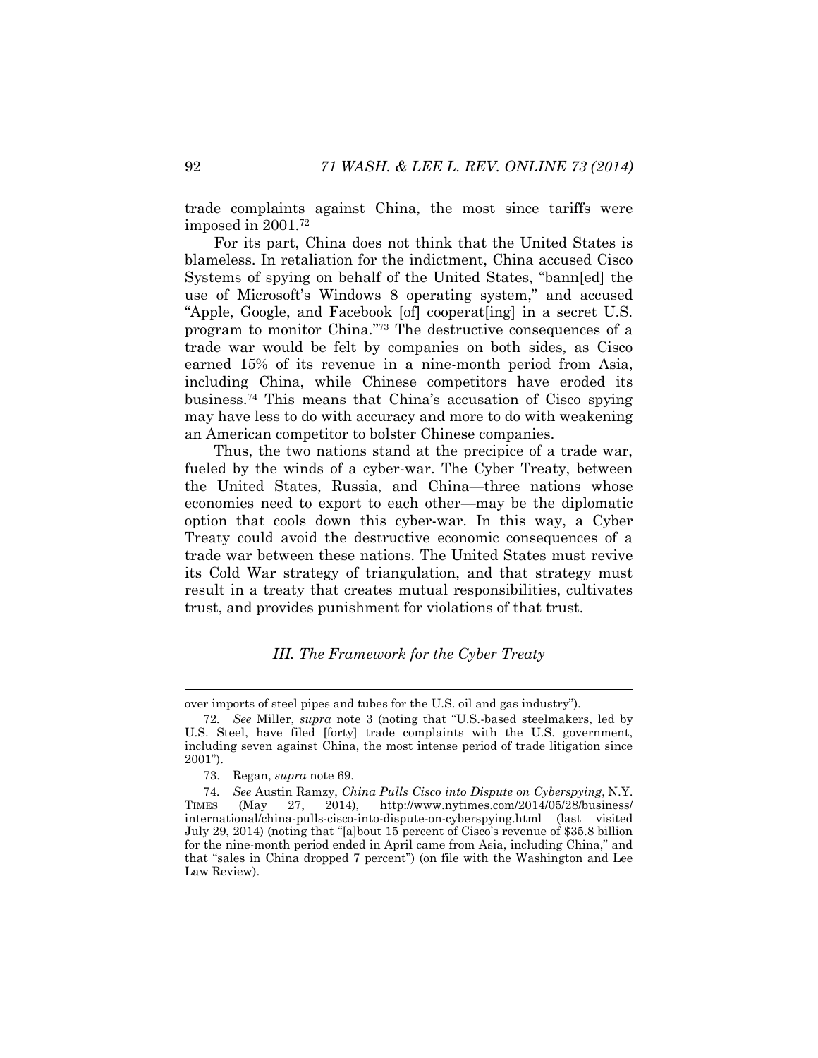trade complaints against China, the most since tariffs were imposed in 2001.[72]

For its part, China does not think that the United States is blameless. In retaliation for the indictment, China accused Cisco Systems of spying on behalf of the United States, "bann[ed] the use of Microsoft's Windows 8 operating system," and accused "Apple, Google, and Facebook [of] cooperat[ing] in a secret U.S. program to monitor China."[73] The destructive consequences of a trade war would be felt by companies on both sides, as Cisco earned 15% of its revenue in a nine-month period from Asia, including China, while Chinese competitors have eroded its business.[74] This means that China's accusation of Cisco spying may have less to do with accuracy and more to do with weakening an American competitor to bolster Chinese companies.

Thus, the two nations stand at the precipice of a trade war, fueled by the winds of a cyber-war. The Cyber Treaty, between the United States, Russia, and China—three nations whose economies need to export to each other—may be the diplomatic option that cools down this cyber-war. In this way, a Cyber Treaty could avoid the destructive economic consequences of a trade war between these nations. The United States must revive its Cold War strategy of triangulation, and that strategy must result in a treaty that creates mutual responsibilities, cultivates trust, and provides punishment for violations of that trust.

## *III. The Framework for the Cyber Treaty*

---

over imports of steel pipes and tubes for the U.S. oil and gas industry").

72. *See* Miller, *supra* note 3 (noting that "U.S.-based steelmakers, led by U.S. Steel, have filed [forty] trade complaints with the U.S. government, including seven against China, the most intense period of trade litigation since 2001").

73. Regan, *supra* note 69.

74. *See* Austin Ramzy, *China Pulls Cisco into Dispute on Cyberspying*, N.Y. TIMES (May 27, 2014), http://www.nytimes.com/2014/05/28/business/international/china-pulls-cisco-into-dispute-on-cyberspying.html (last visited July 29, 2014) (noting that "[a]bout 15 percent of Cisco's revenue of $35.8 billion for the nine-month period ended in April came from Asia, including China," and that "sales in China dropped 7 percent") (on file with the Washington and Lee Law Review).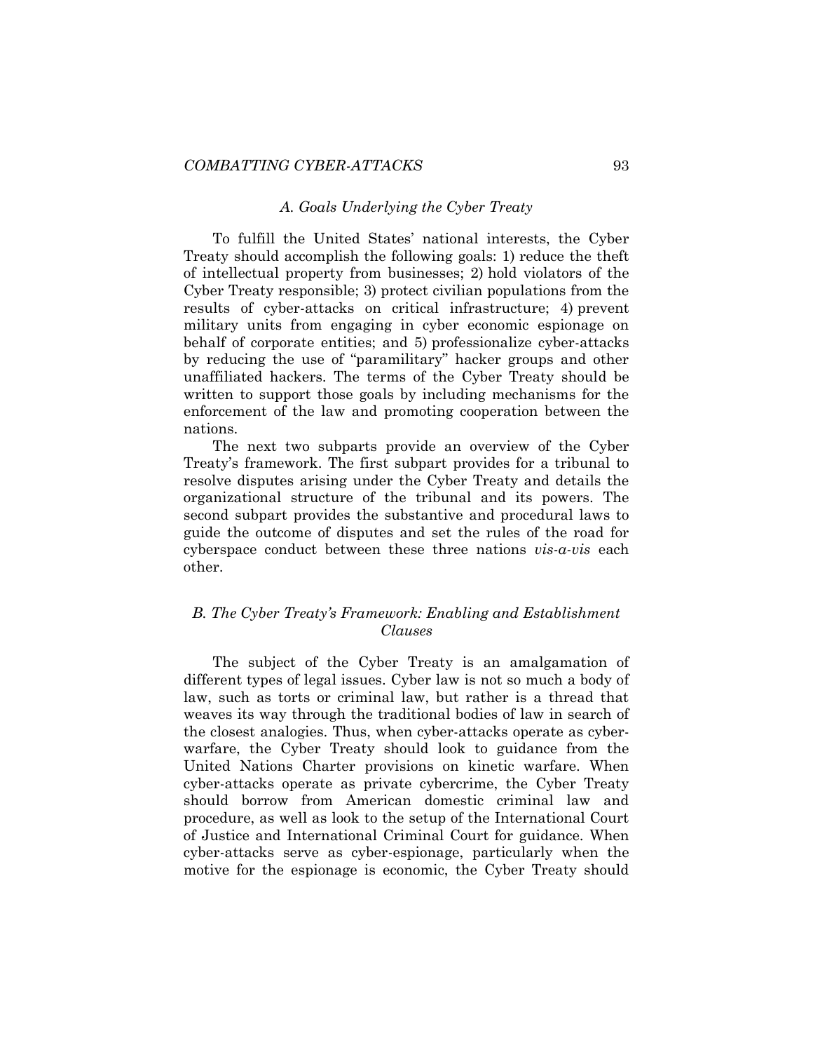### *A. Goals Underlying the Cyber Treaty*

To fulfill the United States' national interests, the Cyber Treaty should accomplish the following goals: 1) reduce the theft of intellectual property from businesses; 2) hold violators of the Cyber Treaty responsible; 3) protect civilian populations from the results of cyber-attacks on critical infrastructure; 4) prevent military units from engaging in cyber economic espionage on behalf of corporate entities; and 5) professionalize cyber-attacks by reducing the use of "paramilitary" hacker groups and other unaffiliated hackers. The terms of the Cyber Treaty should be written to support those goals by including mechanisms for the enforcement of the law and promoting cooperation between the nations.

The next two subparts provide an overview of the Cyber Treaty's framework. The first subpart provides for a tribunal to resolve disputes arising under the Cyber Treaty and details the organizational structure of the tribunal and its powers. The second subpart provides the substantive and procedural laws to guide the outcome of disputes and set the rules of the road for cyberspace conduct between these three nations *vis-a-vis* each other.

### *B. The Cyber Treaty's Framework: Enabling and Establishment Clauses*

The subject of the Cyber Treaty is an amalgamation of different types of legal issues. Cyber law is not so much a body of law, such as torts or criminal law, but rather is a thread that weaves its way through the traditional bodies of law in search of the closest analogies. Thus, when cyber-attacks operate as cyber-warfare, the Cyber Treaty should look to guidance from the United Nations Charter provisions on kinetic warfare. When cyber-attacks operate as private cybercrime, the Cyber Treaty should borrow from American domestic criminal law and procedure, as well as look to the setup of the International Court of Justice and International Criminal Court for guidance. When cyber-attacks serve as cyber-espionage, particularly when the motive for the espionage is economic, the Cyber Treaty should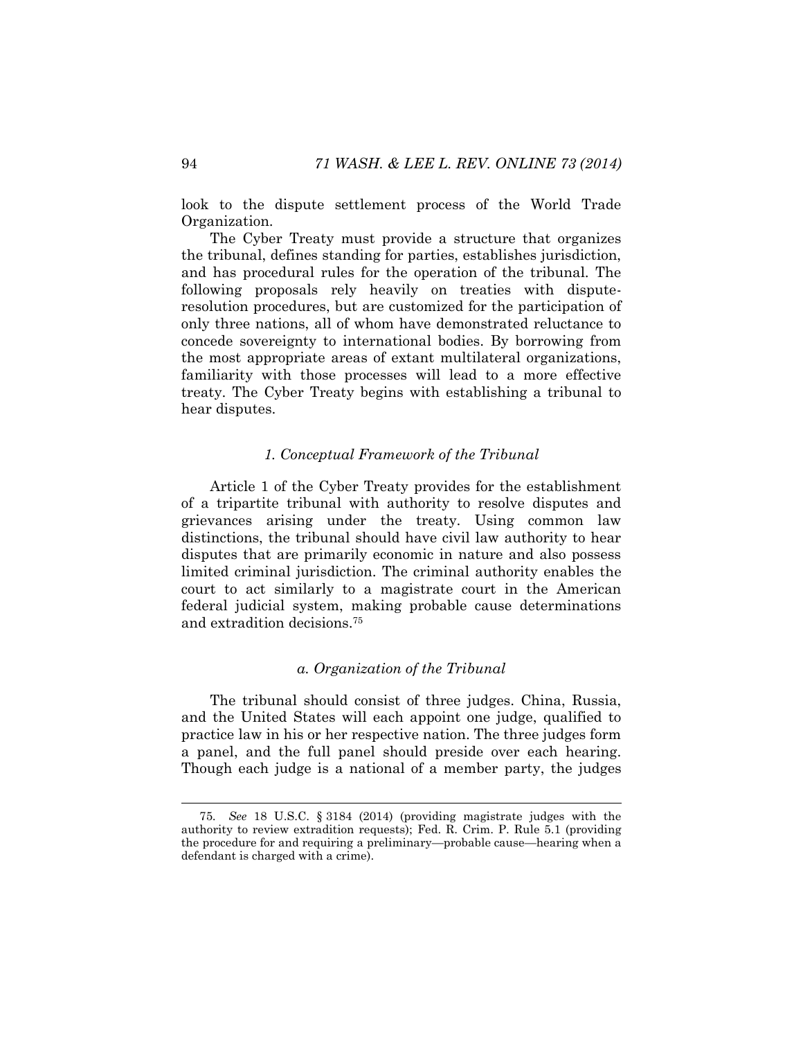look to the dispute settlement process of the World Trade Organization.

The Cyber Treaty must provide a structure that organizes the tribunal, defines standing for parties, establishes jurisdiction, and has procedural rules for the operation of the tribunal. The following proposals rely heavily on treaties with dispute-resolution procedures, but are customized for the participation of only three nations, all of whom have demonstrated reluctance to concede sovereignty to international bodies. By borrowing from the most appropriate areas of extant multilateral organizations, familiarity with those processes will lead to a more effective treaty. The Cyber Treaty begins with establishing a tribunal to hear disputes.

### *1. Conceptual Framework of the Tribunal*

Article 1 of the Cyber Treaty provides for the establishment of a tripartite tribunal with authority to resolve disputes and grievances arising under the treaty. Using common law distinctions, the tribunal should have civil law authority to hear disputes that are primarily economic in nature and also possess limited criminal jurisdiction. The criminal authority enables the court to act similarly to a magistrate court in the American federal judicial system, making probable cause determinations and extradition decisions.[75]

#### *a. Organization of the Tribunal*

The tribunal should consist of three judges. China, Russia, and the United States will each appoint one judge, qualified to practice law in his or her respective nation. The three judges form a panel, and the full panel should preside over each hearing. Though each judge is a national of a member party, the judges

---

75. *See* 18 U.S.C. § 3184 (2014) (providing magistrate judges with the authority to review extradition requests); Fed. R. Crim. P. Rule 5.1 (providing the procedure for and requiring a preliminary—probable cause—hearing when a defendant is charged with a crime).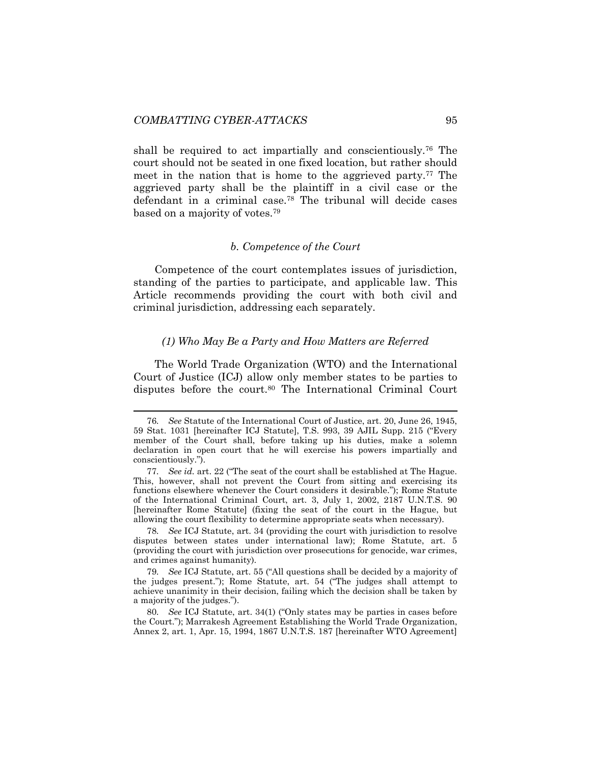shall be required to act impartially and conscientiously.[76] The court should not be seated in one fixed location, but rather should meet in the nation that is home to the aggrieved party.[77] The aggrieved party shall be the plaintiff in a civil case or the defendant in a criminal case.[78] The tribunal will decide cases based on a majority of votes.[79]

#### *b. Competence of the Court*

Competence of the court contemplates issues of jurisdiction, standing of the parties to participate, and applicable law. This Article recommends providing the court with both civil and criminal jurisdiction, addressing each separately.

##### *(1) Who May Be a Party and How Matters are Referred*

The World Trade Organization (WTO) and the International Court of Justice (ICJ) allow only member states to be parties to disputes before the court.[80] The International Criminal Court

---

76. *See* Statute of the International Court of Justice, art. 20, June 26, 1945, 59 Stat. 1031 [hereinafter ICJ Statute], T.S. 993, 39 AJIL Supp. 215 ("Every member of the Court shall, before taking up his duties, make a solemn declaration in open court that he will exercise his powers impartially and conscientiously.").

77. *See id.* art. 22 ("The seat of the court shall be established at The Hague. This, however, shall not prevent the Court from sitting and exercising its functions elsewhere whenever the Court considers it desirable."); Rome Statute of the International Criminal Court, art. 3, July 1, 2002, 2187 U.N.T.S. 90 [hereinafter Rome Statute] (fixing the seat of the court in the Hague, but allowing the court flexibility to determine appropriate seats when necessary).

78. *See* ICJ Statute, art. 34 (providing the court with jurisdiction to resolve disputes between states under international law); Rome Statute, art. 5 (providing the court with jurisdiction over prosecutions for genocide, war crimes, and crimes against humanity).

79. *See* ICJ Statute, art. 55 ("All questions shall be decided by a majority of the judges present."); Rome Statute, art. 54 ("The judges shall attempt to achieve unanimity in their decision, failing which the decision shall be taken by a majority of the judges.").

80. *See* ICJ Statute, art. 34(1) ("Only states may be parties in cases before the Court."); Marrakesh Agreement Establishing the World Trade Organization, Annex 2, art. 1, Apr. 15, 1994, 1867 U.N.T.S. 187 [hereinafter WTO Agreement]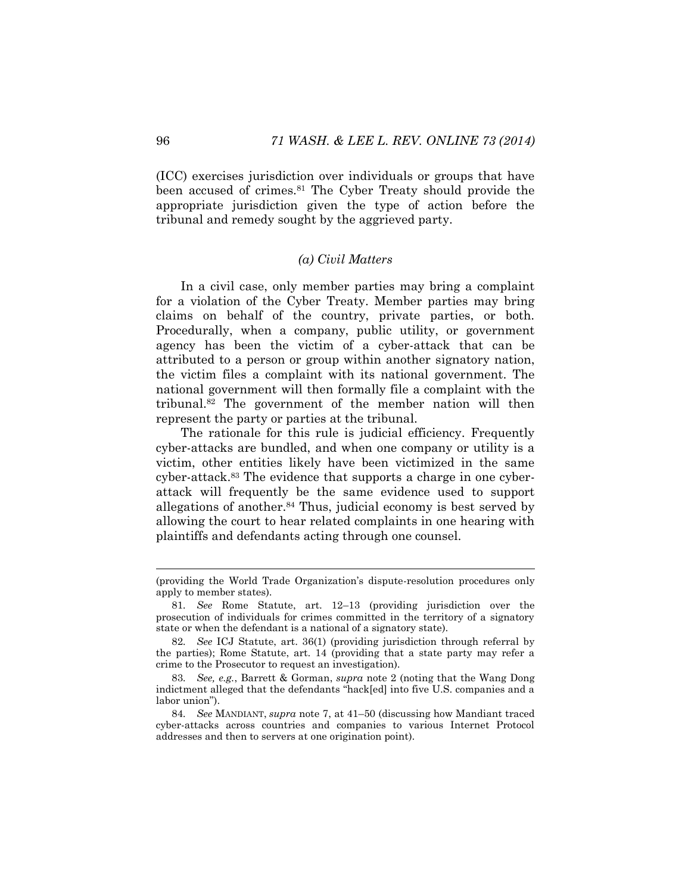(ICC) exercises jurisdiction over individuals or groups that have been accused of crimes.[81] The Cyber Treaty should provide the appropriate jurisdiction given the type of action before the tribunal and remedy sought by the aggrieved party.

### *(a) Civil Matters*

In a civil case, only member parties may bring a complaint for a violation of the Cyber Treaty. Member parties may bring claims on behalf of the country, private parties, or both. Procedurally, when a company, public utility, or government agency has been the victim of a cyber-attack that can be attributed to a person or group within another signatory nation, the victim files a complaint with its national government. The national government will then formally file a complaint with the tribunal.[82] The government of the member nation will then represent the party or parties at the tribunal.

The rationale for this rule is judicial efficiency. Frequently cyber-attacks are bundled, and when one company or utility is a victim, other entities likely have been victimized in the same cyber-attack.[83] The evidence that supports a charge in one cyber-attack will frequently be the same evidence used to support allegations of another.[84] Thus, judicial economy is best served by allowing the court to hear related complaints in one hearing with plaintiffs and defendants acting through one counsel.

---

(providing the World Trade Organization's dispute-resolution procedures only apply to member states).

81. *See* Rome Statute, art. 12–13 (providing jurisdiction over the prosecution of individuals for crimes committed in the territory of a signatory state or when the defendant is a national of a signatory state).

82. *See* ICJ Statute, art. 36(1) (providing jurisdiction through referral by the parties); Rome Statute, art. 14 (providing that a state party may refer a crime to the Prosecutor to request an investigation).

83. *See, e.g.*, Barrett & Gorman, *supra* note 2 (noting that the Wang Dong indictment alleged that the defendants "hack[ed] into five U.S. companies and a labor union").

84. *See* MANDIANT, *supra* note 7, at 41–50 (discussing how Mandiant traced cyber-attacks across countries and companies to various Internet Protocol addresses and then to servers at one origination point).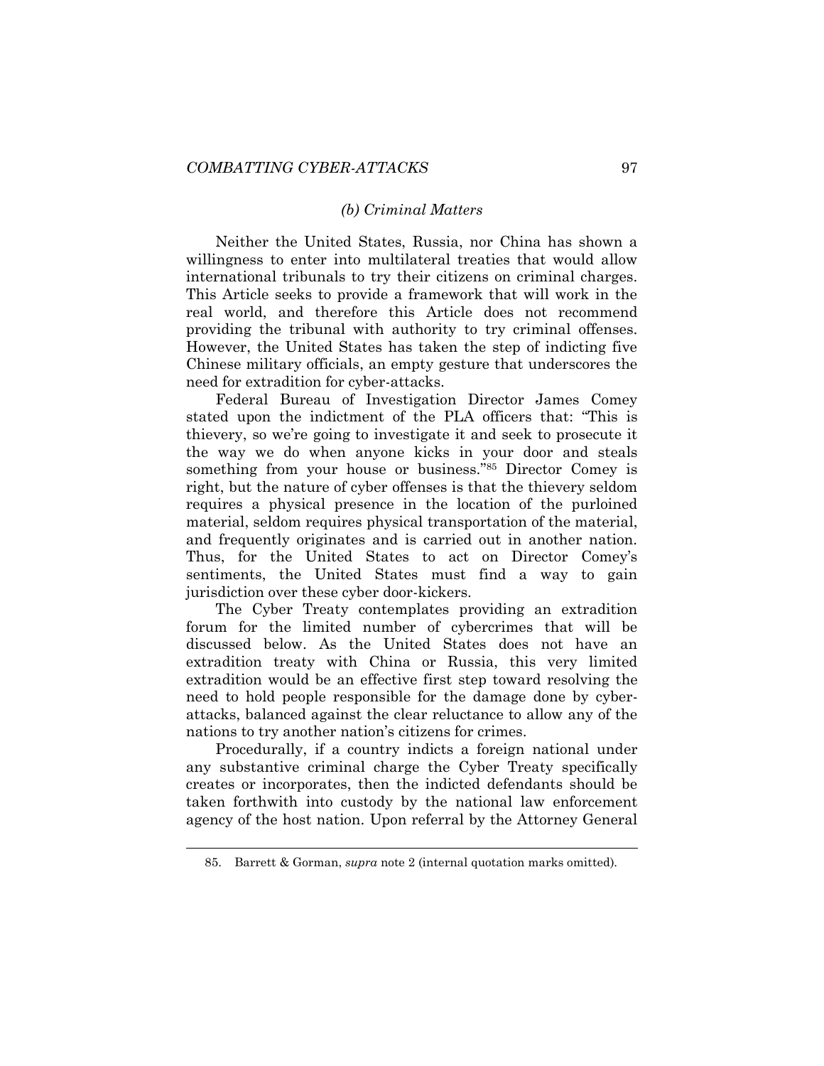### *(b) Criminal Matters*

Neither the United States, Russia, nor China has shown a willingness to enter into multilateral treaties that would allow international tribunals to try their citizens on criminal charges. This Article seeks to provide a framework that will work in the real world, and therefore this Article does not recommend providing the tribunal with authority to try criminal offenses. However, the United States has taken the step of indicting five Chinese military officials, an empty gesture that underscores the need for extradition for cyber-attacks.

Federal Bureau of Investigation Director James Comey stated upon the indictment of the PLA officers that: "This is thievery, so we're going to investigate it and seek to prosecute it the way we do when anyone kicks in your door and steals something from your house or business."[85] Director Comey is right, but the nature of cyber offenses is that the thievery seldom requires a physical presence in the location of the purloined material, seldom requires physical transportation of the material, and frequently originates and is carried out in another nation. Thus, for the United States to act on Director Comey's sentiments, the United States must find a way to gain jurisdiction over these cyber door-kickers.

The Cyber Treaty contemplates providing an extradition forum for the limited number of cybercrimes that will be discussed below. As the United States does not have an extradition treaty with China or Russia, this very limited extradition would be an effective first step toward resolving the need to hold people responsible for the damage done by cyber-attacks, balanced against the clear reluctance to allow any of the nations to try another nation's citizens for crimes.

Procedurally, if a country indicts a foreign national under any substantive criminal charge the Cyber Treaty specifically creates or incorporates, then the indicted defendants should be taken forthwith into custody by the national law enforcement agency of the host nation. Upon referral by the Attorney General

---

85. Barrett & Gorman, *supra* note 2 (internal quotation marks omitted).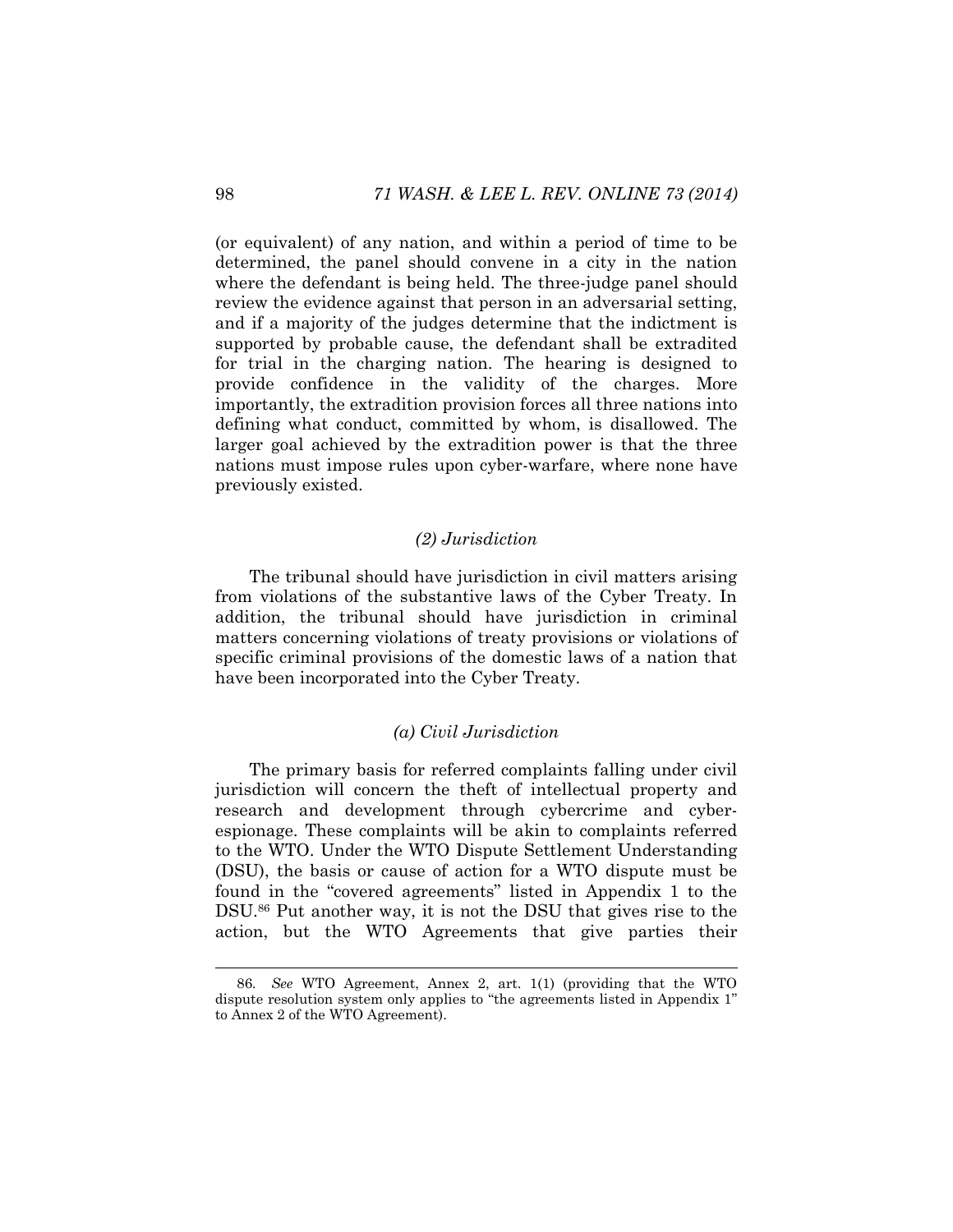(or equivalent) of any nation, and within a period of time to be determined, the panel should convene in a city in the nation where the defendant is being held. The three-judge panel should review the evidence against that person in an adversarial setting, and if a majority of the judges determine that the indictment is supported by probable cause, the defendant shall be extradited for trial in the charging nation. The hearing is designed to provide confidence in the validity of the charges. More importantly, the extradition provision forces all three nations into defining what conduct, committed by whom, is disallowed. The larger goal achieved by the extradition power is that the three nations must impose rules upon cyber-warfare, where none have previously existed.

*(2) Jurisdiction*

The tribunal should have jurisdiction in civil matters arising from violations of the substantive laws of the Cyber Treaty. In addition, the tribunal should have jurisdiction in criminal matters concerning violations of treaty provisions or violations of specific criminal provisions of the domestic laws of a nation that have been incorporated into the Cyber Treaty.

*(a) Civil Jurisdiction*

The primary basis for referred complaints falling under civil jurisdiction will concern the theft of intellectual property and research and development through cybercrime and cyber-espionage. These complaints will be akin to complaints referred to the WTO. Under the WTO Dispute Settlement Understanding (DSU), the basis or cause of action for a WTO dispute must be found in the "covered agreements" listed in Appendix 1 to the DSU.[86] Put another way, it is not the DSU that gives rise to the action, but the WTO Agreements that give parties their

86. *See* WTO Agreement, Annex 2, art. 1(1) (providing that the WTO dispute resolution system only applies to "the agreements listed in Appendix 1" to Annex 2 of the WTO Agreement).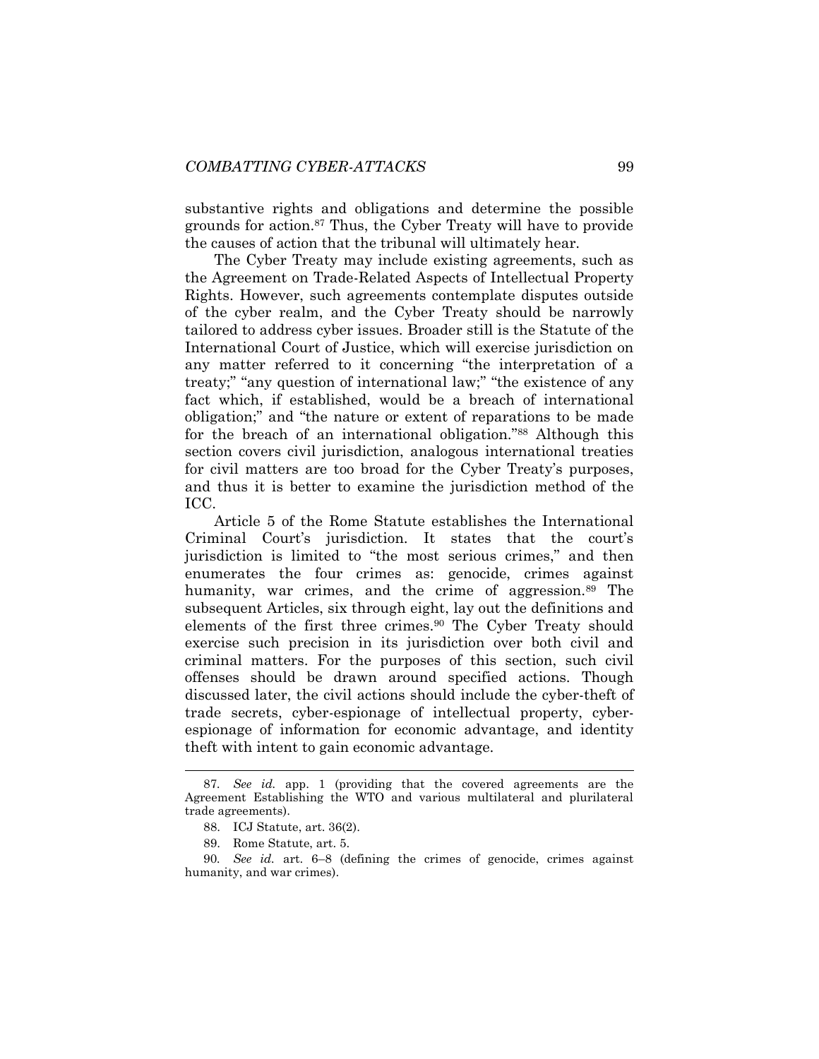substantive rights and obligations and determine the possible grounds for action.[87] Thus, the Cyber Treaty will have to provide the causes of action that the tribunal will ultimately hear.

The Cyber Treaty may include existing agreements, such as the Agreement on Trade-Related Aspects of Intellectual Property Rights. However, such agreements contemplate disputes outside of the cyber realm, and the Cyber Treaty should be narrowly tailored to address cyber issues. Broader still is the Statute of the International Court of Justice, which will exercise jurisdiction on any matter referred to it concerning "the interpretation of a treaty;" "any question of international law;" "the existence of any fact which, if established, would be a breach of international obligation;" and "the nature or extent of reparations to be made for the breach of an international obligation."[88] Although this section covers civil jurisdiction, analogous international treaties for civil matters are too broad for the Cyber Treaty's purposes, and thus it is better to examine the jurisdiction method of the ICC.

Article 5 of the Rome Statute establishes the International Criminal Court's jurisdiction. It states that the court's jurisdiction is limited to "the most serious crimes," and then enumerates the four crimes as: genocide, crimes against humanity, war crimes, and the crime of aggression.[89] The subsequent Articles, six through eight, lay out the definitions and elements of the first three crimes.[90] The Cyber Treaty should exercise such precision in its jurisdiction over both civil and criminal matters. For the purposes of this section, such civil offenses should be drawn around specified actions. Though discussed later, the civil actions should include the cyber-theft of trade secrets, cyber-espionage of intellectual property, cyber-espionage of information for economic advantage, and identity theft with intent to gain economic advantage.

---

87. *See id.* app. 1 (providing that the covered agreements are the Agreement Establishing the WTO and various multilateral and plurilateral trade agreements).

88. ICJ Statute, art. 36(2).

89. Rome Statute, art. 5.

90. *See id.* art. 6–8 (defining the crimes of genocide, crimes against humanity, and war crimes).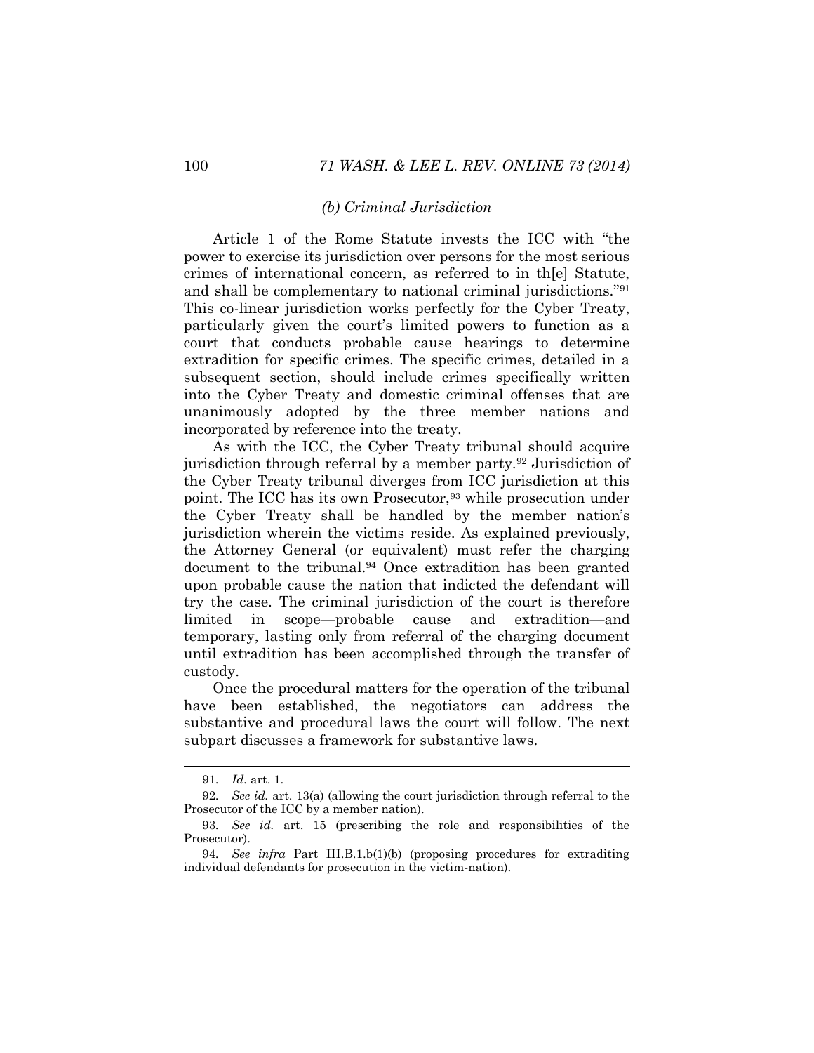#### *(b) Criminal Jurisdiction*

Article 1 of the Rome Statute invests the ICC with "the power to exercise its jurisdiction over persons for the most serious crimes of international concern, as referred to in th[e] Statute, and shall be complementary to national criminal jurisdictions."[91] This co-linear jurisdiction works perfectly for the Cyber Treaty, particularly given the court's limited powers to function as a court that conducts probable cause hearings to determine extradition for specific crimes. The specific crimes, detailed in a subsequent section, should include crimes specifically written into the Cyber Treaty and domestic criminal offenses that are unanimously adopted by the three member nations and incorporated by reference into the treaty.

As with the ICC, the Cyber Treaty tribunal should acquire jurisdiction through referral by a member party.[92] Jurisdiction of the Cyber Treaty tribunal diverges from ICC jurisdiction at this point. The ICC has its own Prosecutor,[93] while prosecution under the Cyber Treaty shall be handled by the member nation's jurisdiction wherein the victims reside. As explained previously, the Attorney General (or equivalent) must refer the charging document to the tribunal.[94] Once extradition has been granted upon probable cause the nation that indicted the defendant will try the case. The criminal jurisdiction of the court is therefore limited in scope—probable cause and extradition—and temporary, lasting only from referral of the charging document until extradition has been accomplished through the transfer of custody.

Once the procedural matters for the operation of the tribunal have been established, the negotiators can address the substantive and procedural laws the court will follow. The next subpart discusses a framework for substantive laws.

---

91. *Id.* art. 1.

92. *See id.* art. 13(a) (allowing the court jurisdiction through referral to the Prosecutor of the ICC by a member nation).

93. *See id.* art. 15 (prescribing the role and responsibilities of the Prosecutor).

94. *See infra* Part III.B.1.b(1)(b) (proposing procedures for extraditing individual defendants for prosecution in the victim-nation).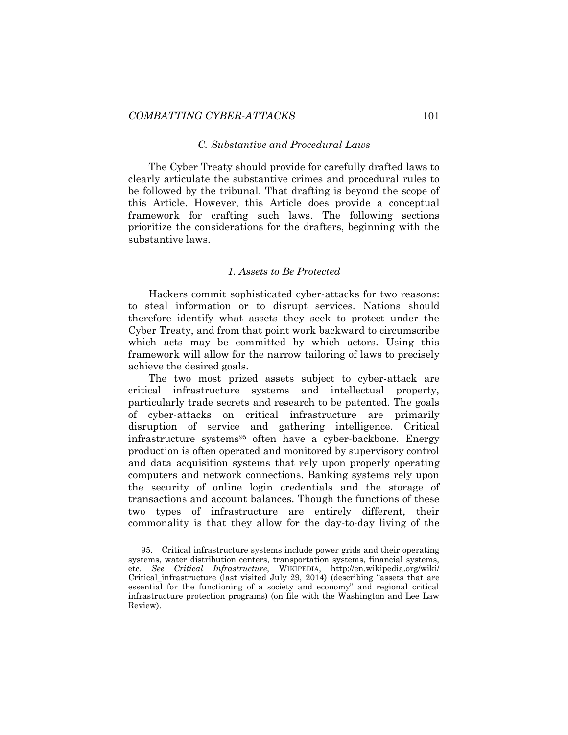### *C. Substantive and Procedural Laws*

The Cyber Treaty should provide for carefully drafted laws to clearly articulate the substantive crimes and procedural rules to be followed by the tribunal. That drafting is beyond the scope of this Article. However, this Article does provide a conceptual framework for crafting such laws. The following sections prioritize the considerations for the drafters, beginning with the substantive laws.

#### *1. Assets to Be Protected*

Hackers commit sophisticated cyber-attacks for two reasons: to steal information or to disrupt services. Nations should therefore identify what assets they seek to protect under the Cyber Treaty, and from that point work backward to circumscribe which acts may be committed by which actors. Using this framework will allow for the narrow tailoring of laws to precisely achieve the desired goals.

The two most prized assets subject to cyber-attack are critical infrastructure systems and intellectual property, particularly trade secrets and research to be patented. The goals of cyber-attacks on critical infrastructure are primarily disruption of service and gathering intelligence. Critical infrastructure systems[95] often have a cyber-backbone. Energy production is often operated and monitored by supervisory control and data acquisition systems that rely upon properly operating computers and network connections. Banking systems rely upon the security of online login credentials and the storage of transactions and account balances. Though the functions of these two types of infrastructure are entirely different, their commonality is that they allow for the day-to-day living of the

---

95. Critical infrastructure systems include power grids and their operating systems, water distribution centers, transportation systems, financial systems, etc. *See Critical Infrastructure*, WIKIPEDIA, http://en.wikipedia.org/wiki/Critical_infrastructure (last visited July 29, 2014) (describing "assets that are essential for the functioning of a society and economy" and regional critical infrastructure protection programs) (on file with the Washington and Lee Law Review).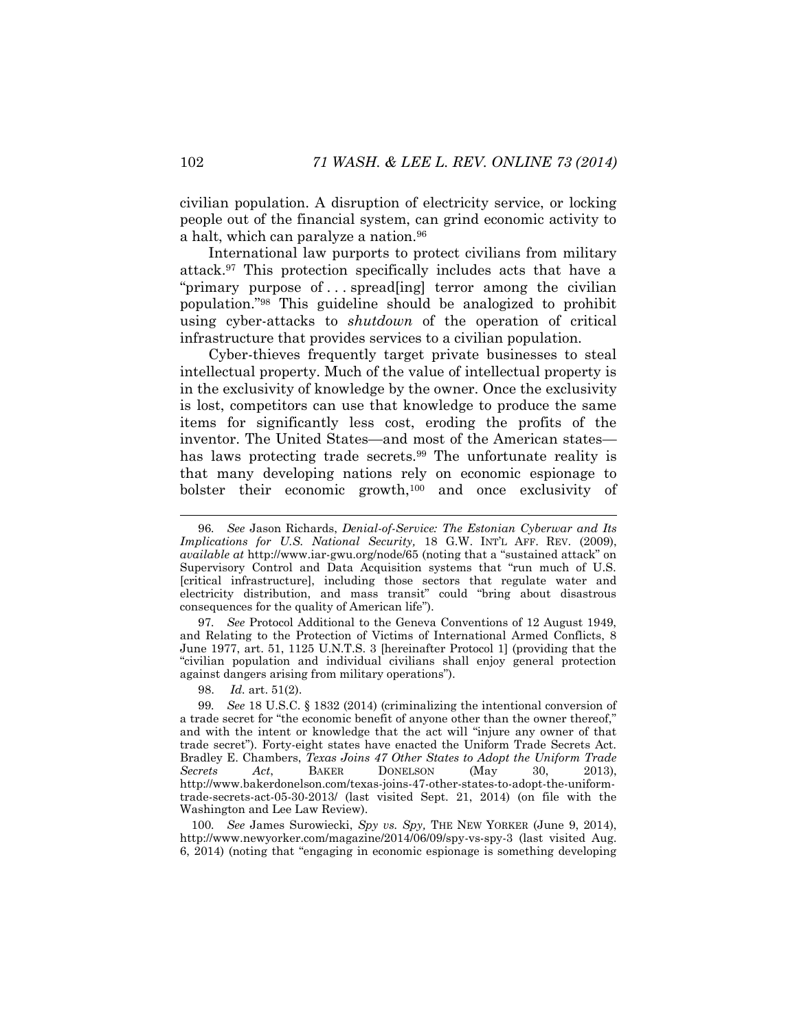civilian population. A disruption of electricity service, or locking people out of the financial system, can grind economic activity to a halt, which can paralyze a nation.[96]

International law purports to protect civilians from military attack.[97] This protection specifically includes acts that have a "primary purpose of . . . spread[ing] terror among the civilian population."[98] This guideline should be analogized to prohibit using cyber-attacks to *shutdown* of the operation of critical infrastructure that provides services to a civilian population.

Cyber-thieves frequently target private businesses to steal intellectual property. Much of the value of intellectual property is in the exclusivity of knowledge by the owner. Once the exclusivity is lost, competitors can use that knowledge to produce the same items for significantly less cost, eroding the profits of the inventor. The United States—and most of the American states—has laws protecting trade secrets.[99] The unfortunate reality is that many developing nations rely on economic espionage to bolster their economic growth,[100] and once exclusivity of

---

96. *See* Jason Richards, *Denial-of-Service: The Estonian Cyberwar and Its Implications for U.S. National Security,* 18 G.W. INT'L AFF. REV. (2009), *available at* http://www.iar-gwu.org/node/65 (noting that a "sustained attack" on Supervisory Control and Data Acquisition systems that "run much of U.S. [critical infrastructure], including those sectors that regulate water and electricity distribution, and mass transit" could "bring about disastrous consequences for the quality of American life").

97. *See* Protocol Additional to the Geneva Conventions of 12 August 1949, and Relating to the Protection of Victims of International Armed Conflicts, 8 June 1977, art. 51, 1125 U.N.T.S. 3 [hereinafter Protocol 1] (providing that the "civilian population and individual civilians shall enjoy general protection against dangers arising from military operations").

98. *Id.* art. 51(2).

99. *See* 18 U.S.C. § 1832 (2014) (criminalizing the intentional conversion of a trade secret for "the economic benefit of anyone other than the owner thereof," and with the intent or knowledge that the act will "injure any owner of that trade secret"). Forty-eight states have enacted the Uniform Trade Secrets Act. Bradley E. Chambers, *Texas Joins 47 Other States to Adopt the Uniform Trade Secrets Act*, BAKER DONELSON (May 30, 2013), http://www.bakerdonelson.com/texas-joins-47-other-states-to-adopt-the-uniform-trade-secrets-act-05-30-2013/ (last visited Sept. 21, 2014) (on file with the Washington and Lee Law Review).

100. *See* James Surowiecki, *Spy vs. Spy,* THE NEW YORKER (June 9, 2014), http://www.newyorker.com/magazine/2014/06/09/spy-vs-spy-3 (last visited Aug. 6, 2014) (noting that "engaging in economic espionage is something developing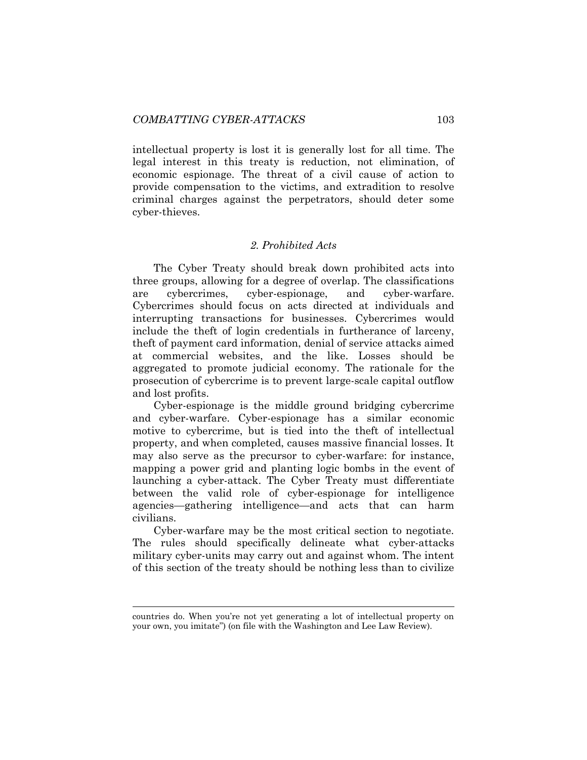intellectual property is lost it is generally lost for all time. The legal interest in this treaty is reduction, not elimination, of economic espionage. The threat of a civil cause of action to provide compensation to the victims, and extradition to resolve criminal charges against the perpetrators, should deter some cyber-thieves.

### *2. Prohibited Acts*

The Cyber Treaty should break down prohibited acts into three groups, allowing for a degree of overlap. The classifications are cybercrimes, cyber-espionage, and cyber-warfare. Cybercrimes should focus on acts directed at individuals and interrupting transactions for businesses. Cybercrimes would include the theft of login credentials in furtherance of larceny, theft of payment card information, denial of service attacks aimed at commercial websites, and the like. Losses should be aggregated to promote judicial economy. The rationale for the prosecution of cybercrime is to prevent large-scale capital outflow and lost profits.

Cyber-espionage is the middle ground bridging cybercrime and cyber-warfare. Cyber-espionage has a similar economic motive to cybercrime, but is tied into the theft of intellectual property, and when completed, causes massive financial losses. It may also serve as the precursor to cyber-warfare: for instance, mapping a power grid and planting logic bombs in the event of launching a cyber-attack. The Cyber Treaty must differentiate between the valid role of cyber-espionage for intelligence agencies—gathering intelligence—and acts that can harm civilians.

Cyber-warfare may be the most critical section to negotiate. The rules should specifically delineate what cyber-attacks military cyber-units may carry out and against whom. The intent of this section of the treaty should be nothing less than to civilize

---

countries do. When you're not yet generating a lot of intellectual property on your own, you imitate") (on file with the Washington and Lee Law Review).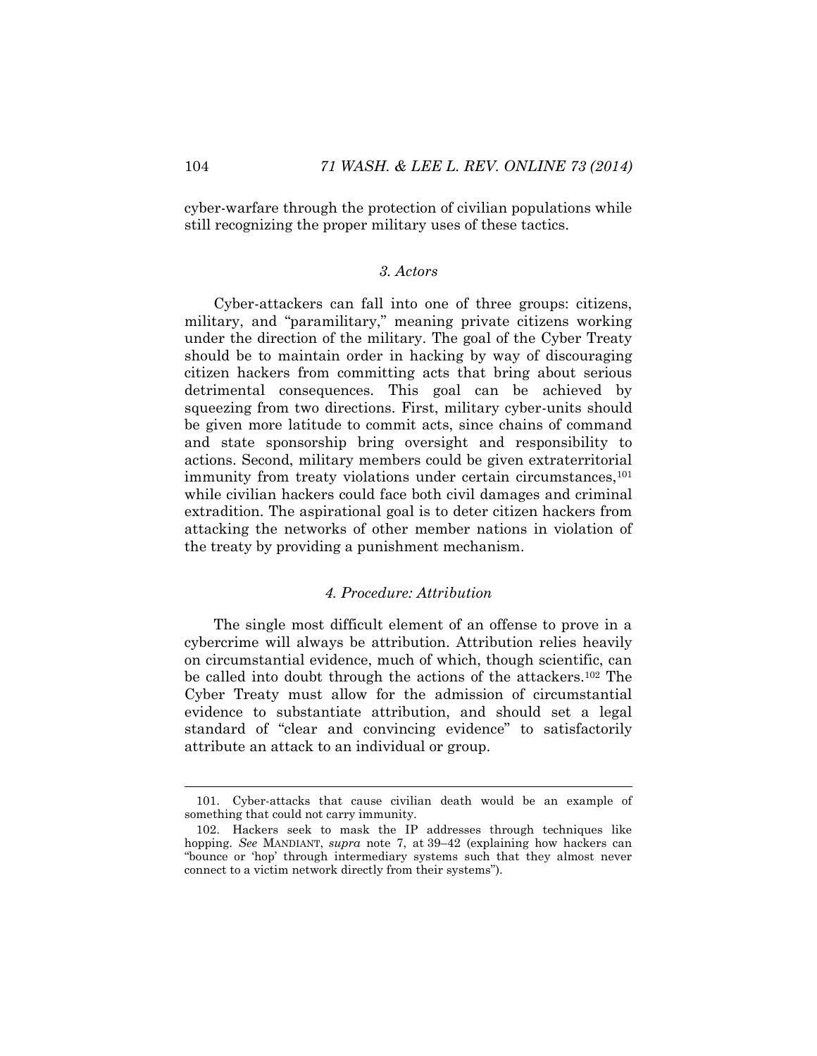cyber-warfare through the protection of civilian populations while still recognizing the proper military uses of these tactics.

### *3. Actors*

Cyber-attackers can fall into one of three groups: citizens, military, and "paramilitary," meaning private citizens working under the direction of the military. The goal of the Cyber Treaty should be to maintain order in hacking by way of discouraging citizen hackers from committing acts that bring about serious detrimental consequences. This goal can be achieved by squeezing from two directions. First, military cyber-units should be given more latitude to commit acts, since chains of command and state sponsorship bring oversight and responsibility to actions. Second, military members could be given extraterritorial immunity from treaty violations under certain circumstances,[101] while civilian hackers could face both civil damages and criminal extradition. The aspirational goal is to deter citizen hackers from attacking the networks of other member nations in violation of the treaty by providing a punishment mechanism.

### *4. Procedure: Attribution*

The single most difficult element of an offense to prove in a cybercrime will always be attribution. Attribution relies heavily on circumstantial evidence, much of which, though scientific, can be called into doubt through the actions of the attackers.[102] The Cyber Treaty must allow for the admission of circumstantial evidence to substantiate attribution, and should set a legal standard of "clear and convincing evidence" to satisfactorily attribute an attack to an individual or group.

---

101. Cyber-attacks that cause civilian death would be an example of something that could not carry immunity.

102. Hackers seek to mask the IP addresses through techniques like hopping. *See* MANDIANT, *supra* note 7, at 39–42 (explaining how hackers can "bounce or 'hop' through intermediary systems such that they almost never connect to a victim network directly from their systems").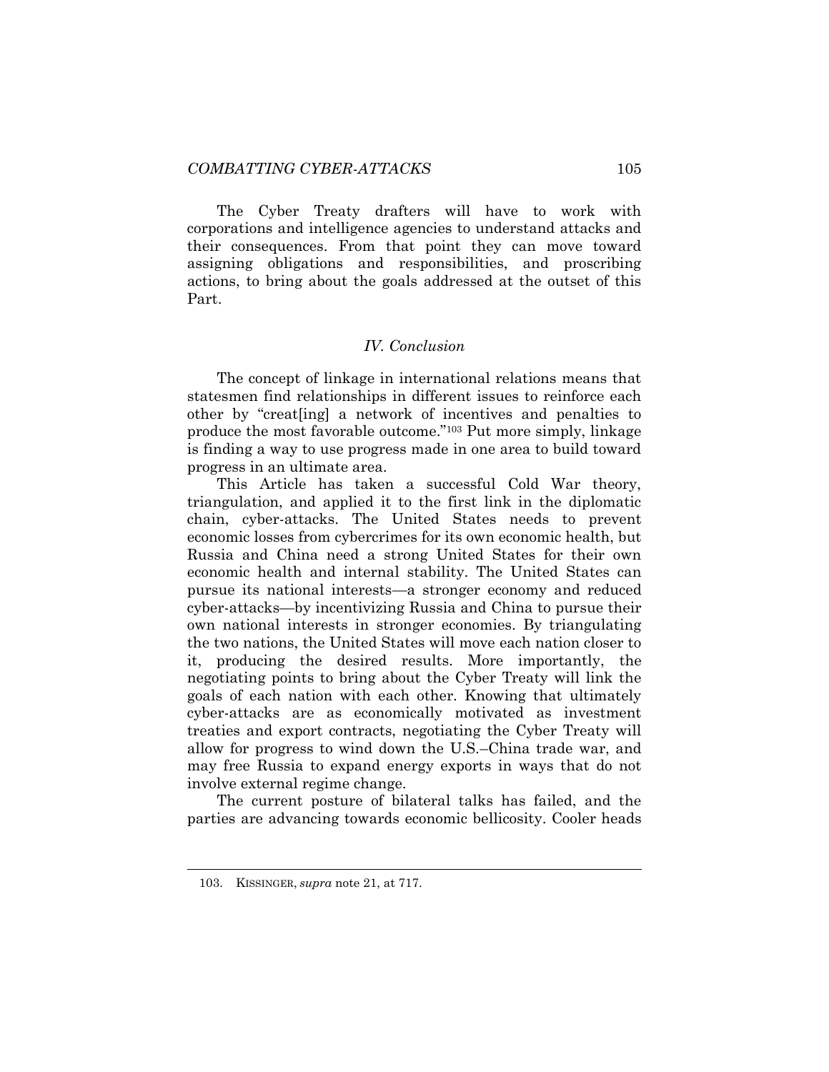The Cyber Treaty drafters will have to work with corporations and intelligence agencies to understand attacks and their consequences. From that point they can move toward assigning obligations and responsibilities, and proscribing actions, to bring about the goals addressed at the outset of this Part.

## *IV. Conclusion*

The concept of linkage in international relations means that statesmen find relationships in different issues to reinforce each other by "creat[ing] a network of incentives and penalties to produce the most favorable outcome."[103] Put more simply, linkage is finding a way to use progress made in one area to build toward progress in an ultimate area.

This Article has taken a successful Cold War theory, triangulation, and applied it to the first link in the diplomatic chain, cyber-attacks. The United States needs to prevent economic losses from cybercrimes for its own economic health, but Russia and China need a strong United States for their own economic health and internal stability. The United States can pursue its national interests—a stronger economy and reduced cyber-attacks—by incentivizing Russia and China to pursue their own national interests in stronger economies. By triangulating the two nations, the United States will move each nation closer to it, producing the desired results. More importantly, the negotiating points to bring about the Cyber Treaty will link the goals of each nation with each other. Knowing that ultimately cyber-attacks are as economically motivated as investment treaties and export contracts, negotiating the Cyber Treaty will allow for progress to wind down the U.S.–China trade war, and may free Russia to expand energy exports in ways that do not involve external regime change.

The current posture of bilateral talks has failed, and the parties are advancing towards economic bellicosity. Cooler heads

---

103. KISSINGER, *supra* note 21, at 717.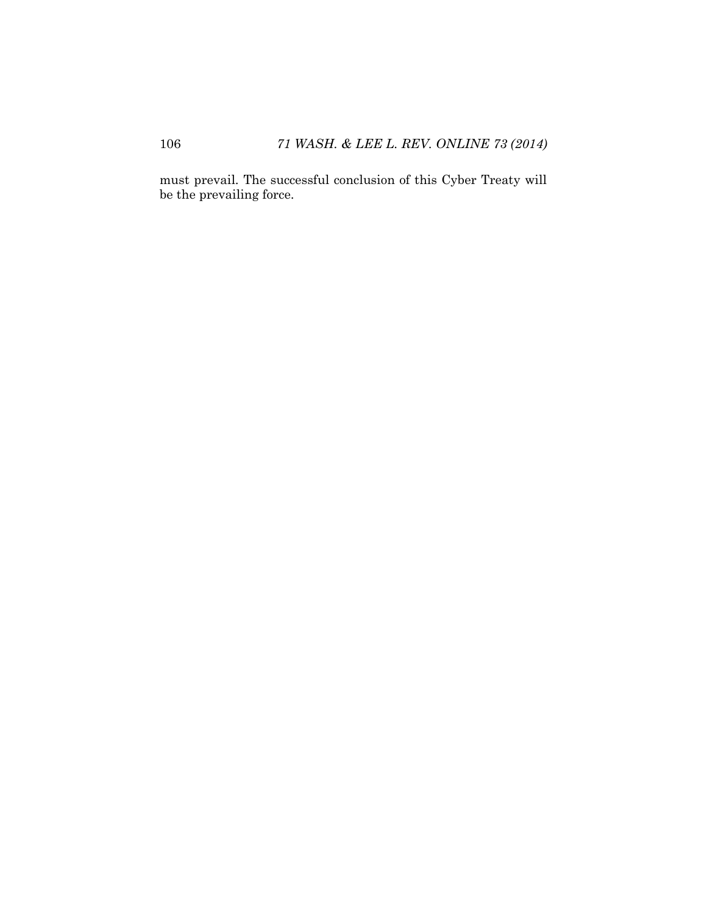must prevail. The successful conclusion of this Cyber Treaty will be the prevailing force.